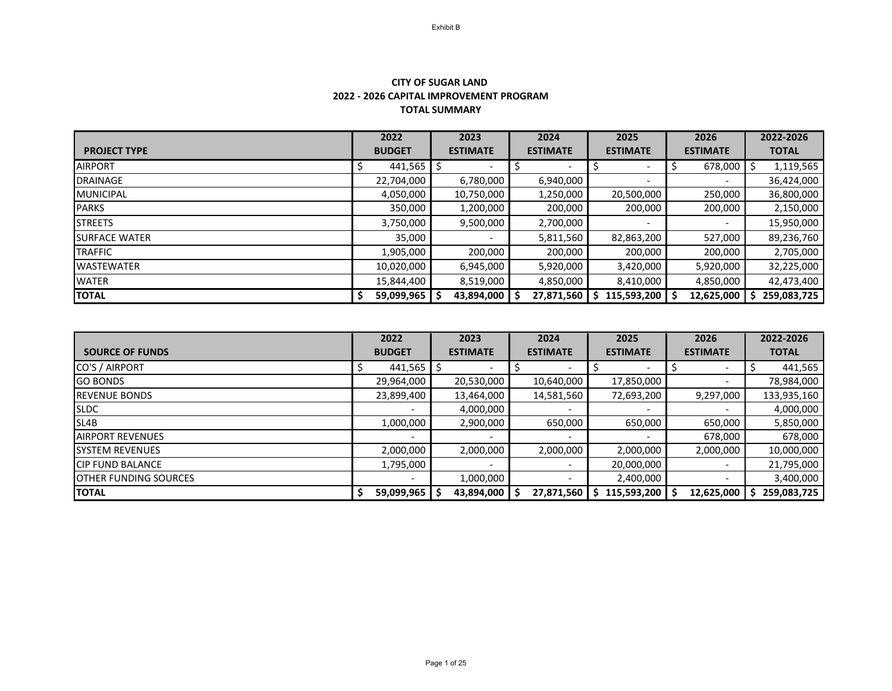Exhibit B

**CITY OF SUGAR LAND**
**2022 - 2026 CAPITAL IMPROVEMENT PROGRAM**
**TOTAL SUMMARY**

| PROJECT TYPE | 2022 BUDGET | 2023 ESTIMATE | 2024 ESTIMATE | 2025 ESTIMATE | 2026 ESTIMATE | 2022-2026 TOTAL |
|---|---|---|---|---|---|---|
| AIRPORT | $ 441,565 | $ - | $ - | $ - | $ 678,000 | $ 1,119,565 |
| DRAINAGE | 22,704,000 | 6,780,000 | 6,940,000 | - | - | 36,424,000 |
| MUNICIPAL | 4,050,000 | 10,750,000 | 1,250,000 | 20,500,000 | 250,000 | 36,800,000 |
| PARKS | 350,000 | 1,200,000 | 200,000 | 200,000 | 200,000 | 2,150,000 |
| STREETS | 3,750,000 | 9,500,000 | 2,700,000 | - | - | 15,950,000 |
| SURFACE WATER | 35,000 | - | 5,811,560 | 82,863,200 | 527,000 | 89,236,760 |
| TRAFFIC | 1,905,000 | 200,000 | 200,000 | 200,000 | 200,000 | 2,705,000 |
| WASTEWATER | 10,020,000 | 6,945,000 | 5,920,000 | 3,420,000 | 5,920,000 | 32,225,000 |
| WATER | 15,844,400 | 8,519,000 | 4,850,000 | 8,410,000 | 4,850,000 | 42,473,400 |
| **TOTAL** | **$ 59,099,965** | **$ 43,894,000** | **$ 27,871,560** | **$ 115,593,200** | **$ 12,625,000** | **$ 259,083,725** |

| SOURCE OF FUNDS | 2022 BUDGET | 2023 ESTIMATE | 2024 ESTIMATE | 2025 ESTIMATE | 2026 ESTIMATE | 2022-2026 TOTAL |
|---|---|---|---|---|---|---|
| CO'S / AIRPORT | $ 441,565 | $ - | $ - | $ - | $ - | $ 441,565 |
| GO BONDS | 29,964,000 | 20,530,000 | 10,640,000 | 17,850,000 | - | 78,984,000 |
| REVENUE BONDS | 23,899,400 | 13,464,000 | 14,581,560 | 72,693,200 | 9,297,000 | 133,935,160 |
| SLDC | - | 4,000,000 | - | - | - | 4,000,000 |
| SL4B | 1,000,000 | 2,900,000 | 650,000 | 650,000 | 650,000 | 5,850,000 |
| AIRPORT REVENUES | - | - | - | - | 678,000 | 678,000 |
| SYSTEM REVENUES | 2,000,000 | 2,000,000 | 2,000,000 | 2,000,000 | 2,000,000 | 10,000,000 |
| CIP FUND BALANCE | 1,795,000 | - | - | 20,000,000 | - | 21,795,000 |
| OTHER FUNDING SOURCES | - | 1,000,000 | - | 2,400,000 | - | 3,400,000 |
| **TOTAL** | **$ 59,099,965** | **$ 43,894,000** | **$ 27,871,560** | **$ 115,593,200** | **$ 12,625,000** | **$ 259,083,725** |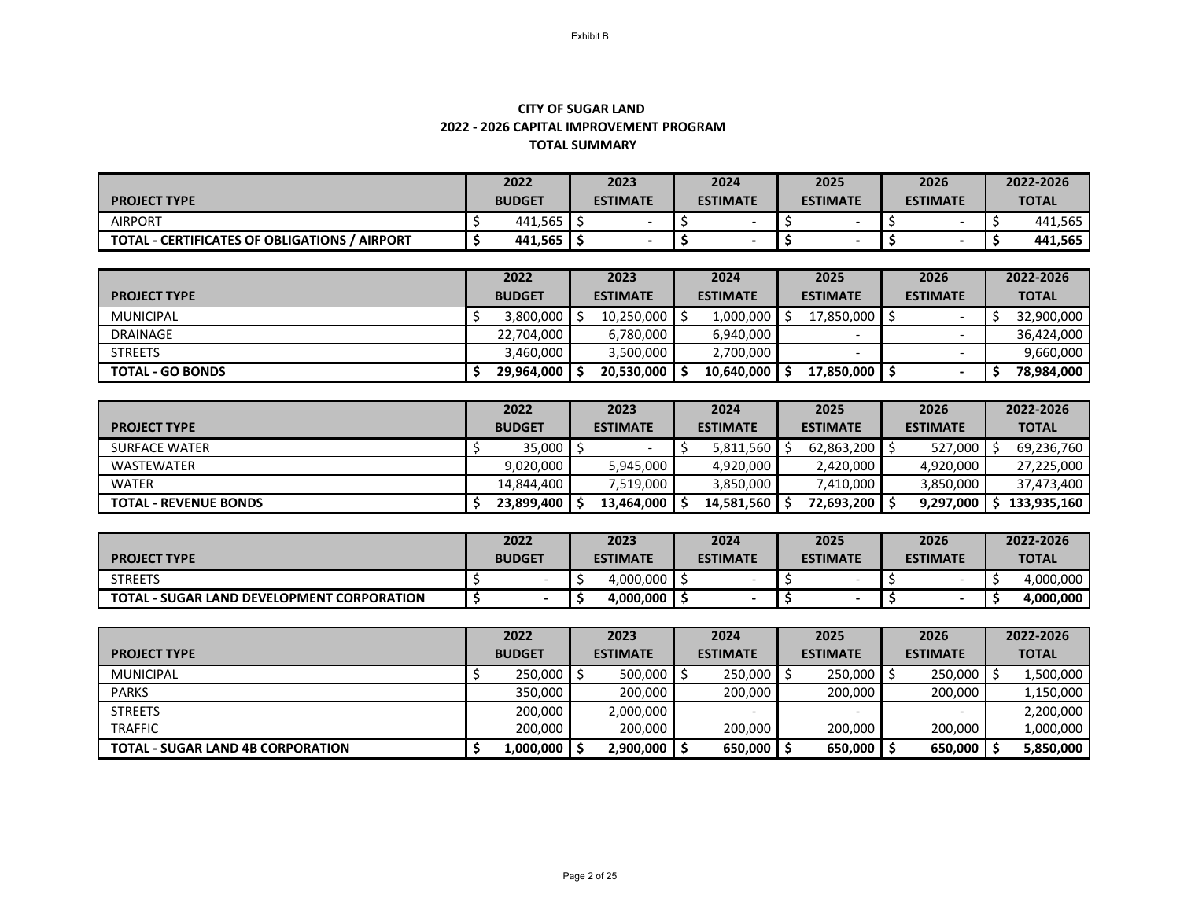Exhibit B

**CITY OF SUGAR LAND**
**2022 - 2026 CAPITAL IMPROVEMENT PROGRAM**
**TOTAL SUMMARY**

| PROJECT TYPE | 2022 BUDGET | 2023 ESTIMATE | 2024 ESTIMATE | 2025 ESTIMATE | 2026 ESTIMATE | 2022-2026 TOTAL |
|---|---|---|---|---|---|---|
| AIRPORT | $ 441,565 | $ - | $ - | $ - | $ - | $ 441,565 |
| **TOTAL - CERTIFICATES OF OBLIGATIONS / AIRPORT** | **$ 441,565** | **$ -** | **$ -** | **$ -** | **$ -** | **$ 441,565** |

| PROJECT TYPE | 2022 BUDGET | 2023 ESTIMATE | 2024 ESTIMATE | 2025 ESTIMATE | 2026 ESTIMATE | 2022-2026 TOTAL |
|---|---|---|---|---|---|---|
| MUNICIPAL | $ 3,800,000 | $ 10,250,000 | $ 1,000,000 | $ 17,850,000 | $ - | $ 32,900,000 |
| DRAINAGE | 22,704,000 | 6,780,000 | 6,940,000 | - | - | 36,424,000 |
| STREETS | 3,460,000 | 3,500,000 | 2,700,000 | - | - | 9,660,000 |
| **TOTAL - GO BONDS** | **$ 29,964,000** | **$ 20,530,000** | **$ 10,640,000** | **$ 17,850,000** | **$ -** | **$ 78,984,000** |

| PROJECT TYPE | 2022 BUDGET | 2023 ESTIMATE | 2024 ESTIMATE | 2025 ESTIMATE | 2026 ESTIMATE | 2022-2026 TOTAL |
|---|---|---|---|---|---|---|
| SURFACE WATER | $ 35,000 | $ - | $ 5,811,560 | $ 62,863,200 | $ 527,000 | $ 69,236,760 |
| WASTEWATER | 9,020,000 | 5,945,000 | 4,920,000 | 2,420,000 | 4,920,000 | 27,225,000 |
| WATER | 14,844,400 | 7,519,000 | 3,850,000 | 7,410,000 | 3,850,000 | 37,473,400 |
| **TOTAL - REVENUE BONDS** | **$ 23,899,400** | **$ 13,464,000** | **$ 14,581,560** | **$ 72,693,200** | **$ 9,297,000** | **$ 133,935,160** |

| PROJECT TYPE | 2022 BUDGET | 2023 ESTIMATE | 2024 ESTIMATE | 2025 ESTIMATE | 2026 ESTIMATE | 2022-2026 TOTAL |
|---|---|---|---|---|---|---|
| STREETS | $ - | $ 4,000,000 | $ - | $ - | $ - | $ 4,000,000 |
| **TOTAL - SUGAR LAND DEVELOPMENT CORPORATION** | **$ -** | **$ 4,000,000** | **$ -** | **$ -** | **$ -** | **$ 4,000,000** |

| PROJECT TYPE | 2022 BUDGET | 2023 ESTIMATE | 2024 ESTIMATE | 2025 ESTIMATE | 2026 ESTIMATE | 2022-2026 TOTAL |
|---|---|---|---|---|---|---|
| MUNICIPAL | $ 250,000 | $ 500,000 | $ 250,000 | $ 250,000 | $ 250,000 | $ 1,500,000 |
| PARKS | 350,000 | 200,000 | 200,000 | 200,000 | 200,000 | 1,150,000 |
| STREETS | 200,000 | 2,000,000 | - | - | - | 2,200,000 |
| TRAFFIC | 200,000 | 200,000 | 200,000 | 200,000 | 200,000 | 1,000,000 |
| **TOTAL - SUGAR LAND 4B CORPORATION** | **$ 1,000,000** | **$ 2,900,000** | **$ 650,000** | **$ 650,000** | **$ 650,000** | **$ 5,850,000** |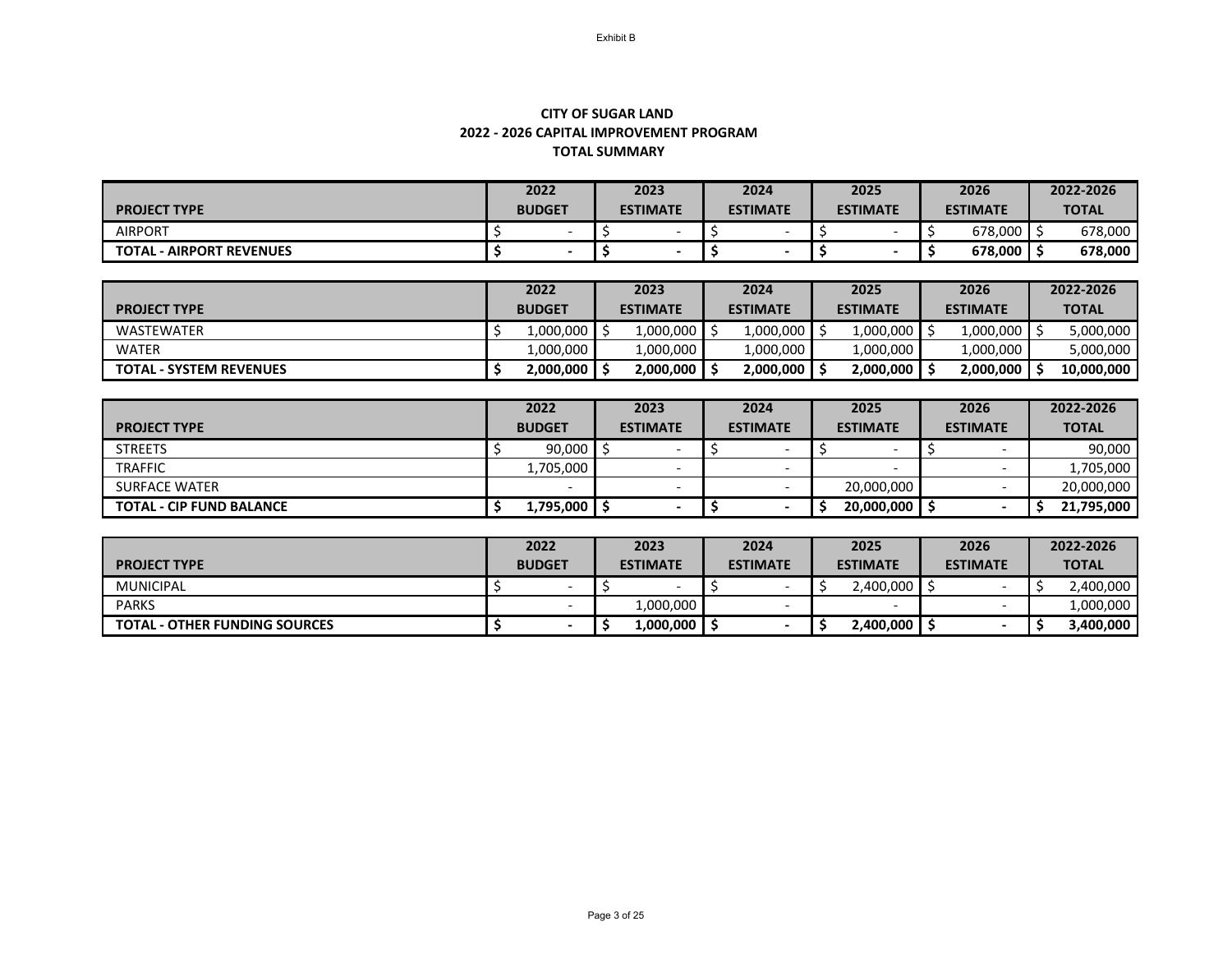Exhibit B

**CITY OF SUGAR LAND**
**2022 - 2026 CAPITAL IMPROVEMENT PROGRAM**
**TOTAL SUMMARY**

| PROJECT TYPE | 2022 BUDGET | 2023 ESTIMATE | 2024 ESTIMATE | 2025 ESTIMATE | 2026 ESTIMATE | 2022-2026 TOTAL |
|---|---|---|---|---|---|---|
| AIRPORT | $ - | $ - | $ - | $ - | $ 678,000 | $ 678,000 |
| **TOTAL - AIRPORT REVENUES** | **$ -** | **$ -** | **$ -** | **$ -** | **$ 678,000** | **$ 678,000** |

| PROJECT TYPE | 2022 BUDGET | 2023 ESTIMATE | 2024 ESTIMATE | 2025 ESTIMATE | 2026 ESTIMATE | 2022-2026 TOTAL |
|---|---|---|---|---|---|---|
| WASTEWATER | $ 1,000,000 | $ 1,000,000 | $ 1,000,000 | $ 1,000,000 | $ 1,000,000 | $ 5,000,000 |
| WATER | 1,000,000 | 1,000,000 | 1,000,000 | 1,000,000 | 1,000,000 | 5,000,000 |
| **TOTAL - SYSTEM REVENUES** | **$ 2,000,000** | **$ 2,000,000** | **$ 2,000,000** | **$ 2,000,000** | **$ 2,000,000** | **$ 10,000,000** |

| PROJECT TYPE | 2022 BUDGET | 2023 ESTIMATE | 2024 ESTIMATE | 2025 ESTIMATE | 2026 ESTIMATE | 2022-2026 TOTAL |
|---|---|---|---|---|---|---|
| STREETS | $ 90,000 | $ - | $ - | $ - | $ - | 90,000 |
| TRAFFIC | 1,705,000 | - | - | - | - | 1,705,000 |
| SURFACE WATER | - | - | - | 20,000,000 | - | 20,000,000 |
| **TOTAL - CIP FUND BALANCE** | **$ 1,795,000** | **$ -** | **$ -** | **$ 20,000,000** | **$ -** | **$ 21,795,000** |

| PROJECT TYPE | 2022 BUDGET | 2023 ESTIMATE | 2024 ESTIMATE | 2025 ESTIMATE | 2026 ESTIMATE | 2022-2026 TOTAL |
|---|---|---|---|---|---|---|
| MUNICIPAL | $ - | $ - | $ - | $ 2,400,000 | $ - | $ 2,400,000 |
| PARKS | - | 1,000,000 | - | - | - | 1,000,000 |
| **TOTAL - OTHER FUNDING SOURCES** | **$ -** | **$ 1,000,000** | **$ -** | **$ 2,400,000** | **$ -** | **$ 3,400,000** |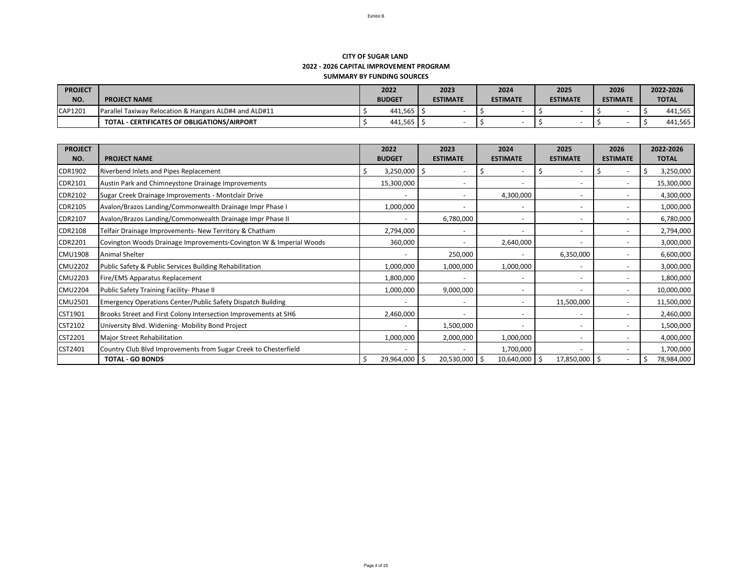Exhibit B

**CITY OF SUGAR LAND**
**2022 - 2026 CAPITAL IMPROVEMENT PROGRAM**
**SUMMARY BY FUNDING SOURCES**

| PROJECT NO. | PROJECT NAME | 2022 BUDGET | 2023 ESTIMATE | 2024 ESTIMATE | 2025 ESTIMATE | 2026 ESTIMATE | 2022-2026 TOTAL |
|---|---|---|---|---|---|---|---|
| CAP1201 | Parallel Taxiway Relocation & Hangars ALD#4 and ALD#11 | $ 441,565 | $ - | $ - | $ - | $ - | $ 441,565 |
| | **TOTAL - CERTIFICATES OF OBLIGATIONS/AIRPORT** | $ 441,565 | $ - | $ - | $ - | $ - | $ 441,565 |

| PROJECT NO. | PROJECT NAME | 2022 BUDGET | 2023 ESTIMATE | 2024 ESTIMATE | 2025 ESTIMATE | 2026 ESTIMATE | 2022-2026 TOTAL |
|---|---|---|---|---|---|---|---|
| CDR1902 | Riverbend Inlets and Pipes Replacement | $ 3,250,000 | $ - | $ - | $ - | $ - | $ 3,250,000 |
| CDR2101 | Austin Park and Chimneystone Drainage Improvements | 15,300,000 | - | - | - | - | 15,300,000 |
| CDR2102 | Sugar Creek Drainage Improvements - Montclair Drive | - | - | 4,300,000 | - | - | 4,300,000 |
| CDR2105 | Avalon/Brazos Landing/Commonwealth Drainage Impr Phase I | 1,000,000 | - | - | - | - | 1,000,000 |
| CDR2107 | Avalon/Brazos Landing/Commonwealth Drainage Impr Phase II | - | 6,780,000 | - | - | - | 6,780,000 |
| CDR2108 | Telfair Drainage Improvements- New Territory & Chatham | 2,794,000 | - | - | - | - | 2,794,000 |
| CDR2201 | Covington Woods Drainage Improvements-Covington W & Imperial Woods | 360,000 | - | 2,640,000 | - | - | 3,000,000 |
| CMU1908 | Animal Shelter | - | 250,000 | - | 6,350,000 | - | 6,600,000 |
| CMU2202 | Public Safety & Public Services Building Rehabilitation | 1,000,000 | 1,000,000 | 1,000,000 | - | - | 3,000,000 |
| CMU2203 | Fire/EMS Apparatus Replacement | 1,800,000 | - | - | - | - | 1,800,000 |
| CMU2204 | Public Safety Training Facility- Phase II | 1,000,000 | 9,000,000 | - | - | - | 10,000,000 |
| CMU2501 | Emergency Operations Center/Public Safety Dispatch Building | - | - | - | 11,500,000 | - | 11,500,000 |
| CST1901 | Brooks Street and First Colony Intersection Improvements at SH6 | 2,460,000 | - | - | - | - | 2,460,000 |
| CST2102 | University Blvd. Widening- Mobility Bond Project | - | 1,500,000 | - | - | - | 1,500,000 |
| CST2201 | Major Street Rehabilitation | 1,000,000 | 2,000,000 | 1,000,000 | - | - | 4,000,000 |
| CST2401 | Country Club Blvd Improvements from Sugar Creek to Chesterfield | - | - | 1,700,000 | - | - | 1,700,000 |
| | **TOTAL - GO BONDS** | $ 29,964,000 | $ 20,530,000 | $ 10,640,000 | $ 17,850,000 | $ - | $ 78,984,000 |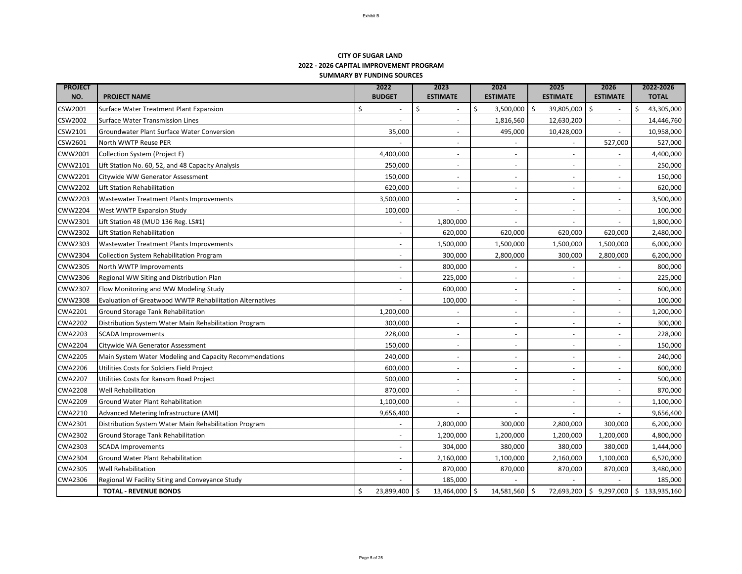Exhibit B

**CITY OF SUGAR LAND**
**2022 - 2026 CAPITAL IMPROVEMENT PROGRAM**
**SUMMARY BY FUNDING SOURCES**

| PROJECT NO. | PROJECT NAME | 2022 BUDGET | 2023 ESTIMATE | 2024 ESTIMATE | 2025 ESTIMATE | 2026 ESTIMATE | 2022-2026 TOTAL |
|---|---|---|---|---|---|---|---|
| CSW2001 | Surface Water Treatment Plant Expansion | $ - | $ - | $ 3,500,000 | $ 39,805,000 | $ - | $ 43,305,000 |
| CSW2002 | Surface Water Transmission Lines | - | - | 1,816,560 | 12,630,200 | - | 14,446,760 |
| CSW2101 | Groundwater Plant Surface Water Conversion | 35,000 | - | 495,000 | 10,428,000 | - | 10,958,000 |
| CSW2601 | North WWTP Reuse PER | - | - | - | - | 527,000 | 527,000 |
| CWW2001 | Collection System (Project E) | 4,400,000 | - | - | - | - | 4,400,000 |
| CWW2101 | Lift Station No. 60, 52, and 48 Capacity Analysis | 250,000 | - | - | - | - | 250,000 |
| CWW2201 | Citywide WW Generator Assessment | 150,000 | - | - | - | - | 150,000 |
| CWW2202 | Lift Station Rehabilitation | 620,000 | - | - | - | - | 620,000 |
| CWW2203 | Wastewater Treatment Plants Improvements | 3,500,000 | - | - | - | - | 3,500,000 |
| CWW2204 | West WWTP Expansion Study | 100,000 | - | - | - | - | 100,000 |
| CWW2301 | Lift Station 48 (MUD 136 Reg. LS#1) | - | 1,800,000 | - | - | - | 1,800,000 |
| CWW2302 | Lift Station Rehabilitation | - | 620,000 | 620,000 | 620,000 | 620,000 | 2,480,000 |
| CWW2303 | Wastewater Treatment Plants Improvements | - | 1,500,000 | 1,500,000 | 1,500,000 | 1,500,000 | 6,000,000 |
| CWW2304 | Collection System Rehabilitation Program | - | 300,000 | 2,800,000 | 300,000 | 2,800,000 | 6,200,000 |
| CWW2305 | North WWTP Improvements | - | 800,000 | - | - | - | 800,000 |
| CWW2306 | Regional WW Siting and Distribution Plan | - | 225,000 | - | - | - | 225,000 |
| CWW2307 | Flow Monitoring and WW Modeling Study | - | 600,000 | - | - | - | 600,000 |
| CWW2308 | Evaluation of Greatwood WWTP Rehabilitation Alternatives | - | 100,000 | - | - | - | 100,000 |
| CWA2201 | Ground Storage Tank Rehabilitation | 1,200,000 | - | - | - | - | 1,200,000 |
| CWA2202 | Distribution System Water Main Rehabilitation Program | 300,000 | - | - | - | - | 300,000 |
| CWA2203 | SCADA Improvements | 228,000 | - | - | - | - | 228,000 |
| CWA2204 | Citywide WA Generator Assessment | 150,000 | - | - | - | - | 150,000 |
| CWA2205 | Main System Water Modeling and Capacity Recommendations | 240,000 | - | - | - | - | 240,000 |
| CWA2206 | Utilities Costs for Soldiers Field Project | 600,000 | - | - | - | - | 600,000 |
| CWA2207 | Utilities Costs for Ransom Road Project | 500,000 | - | - | - | - | 500,000 |
| CWA2208 | Well Rehabilitation | 870,000 | - | - | - | - | 870,000 |
| CWA2209 | Ground Water Plant Rehabilitation | 1,100,000 | - | - | - | - | 1,100,000 |
| CWA2210 | Advanced Metering Infrastructure (AMI) | 9,656,400 | - | - | - | - | 9,656,400 |
| CWA2301 | Distribution System Water Main Rehabilitation Program | - | 2,800,000 | 300,000 | 2,800,000 | 300,000 | 6,200,000 |
| CWA2302 | Ground Storage Tank Rehabilitation | - | 1,200,000 | 1,200,000 | 1,200,000 | 1,200,000 | 4,800,000 |
| CWA2303 | SCADA Improvements | - | 304,000 | 380,000 | 380,000 | 380,000 | 1,444,000 |
| CWA2304 | Ground Water Plant Rehabilitation | - | 2,160,000 | 1,100,000 | 2,160,000 | 1,100,000 | 6,520,000 |
| CWA2305 | Well Rehabilitation | - | 870,000 | 870,000 | 870,000 | 870,000 | 3,480,000 |
| CWA2306 | Regional W Facility Siting and Conveyance Study | - | 185,000 | - | - | - | 185,000 |
| | **TOTAL - REVENUE BONDS** | $ 23,899,400 | $ 13,464,000 | $ 14,581,560 | $ 72,693,200 | $ 9,297,000 | $ 133,935,160 |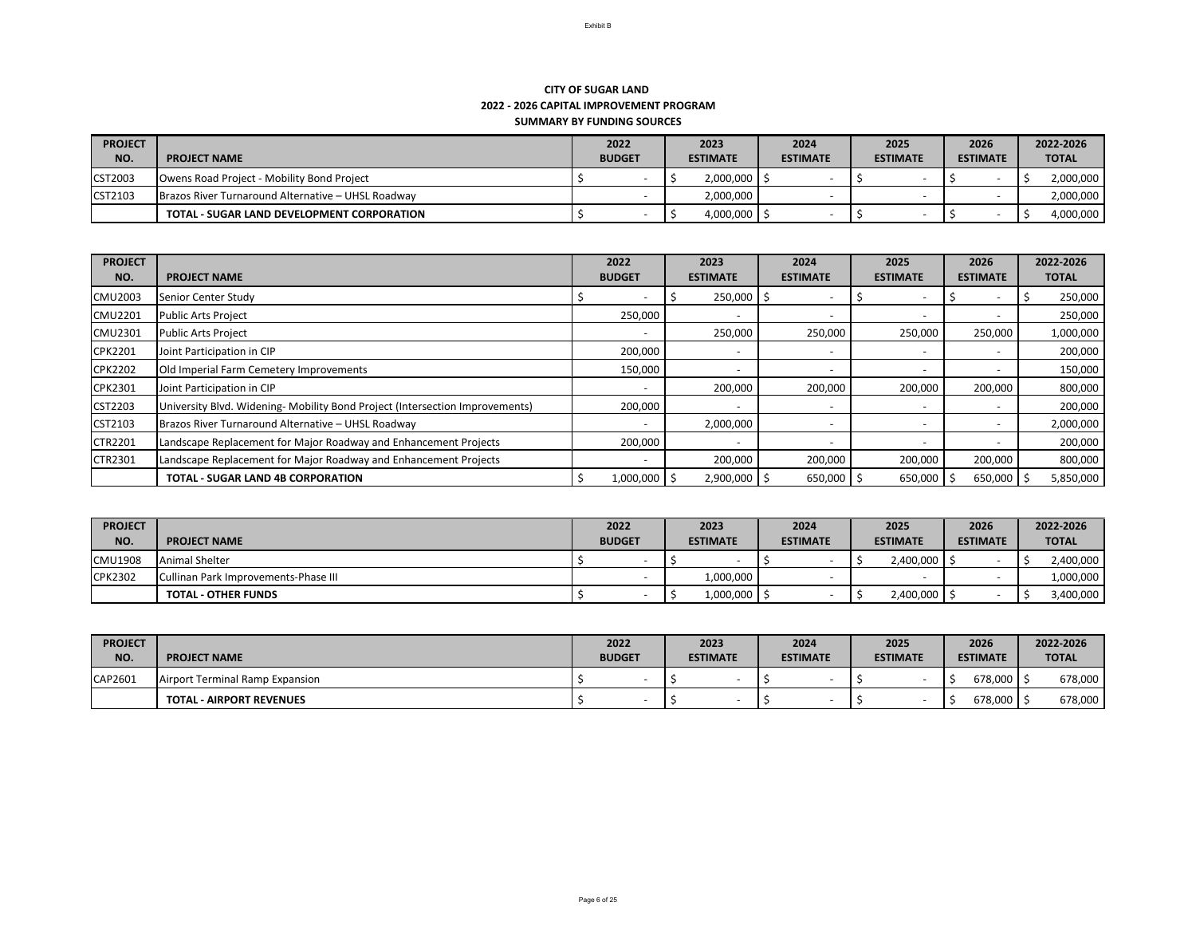Exhibit B

**CITY OF SUGAR LAND**
**2022 - 2026 CAPITAL IMPROVEMENT PROGRAM**
**SUMMARY BY FUNDING SOURCES**

| PROJECT NO. | PROJECT NAME | 2022 BUDGET | 2023 ESTIMATE | 2024 ESTIMATE | 2025 ESTIMATE | 2026 ESTIMATE | 2022-2026 TOTAL |
|---|---|---|---|---|---|---|---|
| CST2003 | Owens Road Project - Mobility Bond Project | $ - | $ 2,000,000 | $ - | $ - | $ - | $ 2,000,000 |
| CST2103 | Brazos River Turnaround Alternative – UHSL Roadway | - | 2,000,000 | - | - | - | 2,000,000 |
| | **TOTAL - SUGAR LAND DEVELOPMENT CORPORATION** | $ - | $ 4,000,000 | $ - | $ - | $ - | $ 4,000,000 |

| PROJECT NO. | PROJECT NAME | 2022 BUDGET | 2023 ESTIMATE | 2024 ESTIMATE | 2025 ESTIMATE | 2026 ESTIMATE | 2022-2026 TOTAL |
|---|---|---|---|---|---|---|---|
| CMU2003 | Senior Center Study | $ - | $ 250,000 | $ - | $ - | $ - | $ 250,000 |
| CMU2201 | Public Arts Project | 250,000 | - | - | - | - | 250,000 |
| CMU2301 | Public Arts Project | - | 250,000 | 250,000 | 250,000 | 250,000 | 1,000,000 |
| CPK2201 | Joint Participation in CIP | 200,000 | - | - | - | - | 200,000 |
| CPK2202 | Old Imperial Farm Cemetery Improvements | 150,000 | - | - | - | - | 150,000 |
| CPK2301 | Joint Participation in CIP | - | 200,000 | 200,000 | 200,000 | 200,000 | 800,000 |
| CST2203 | University Blvd. Widening- Mobility Bond Project (Intersection Improvements) | 200,000 | - | - | - | - | 200,000 |
| CST2103 | Brazos River Turnaround Alternative – UHSL Roadway | - | 2,000,000 | - | - | - | 2,000,000 |
| CTR2201 | Landscape Replacement for Major Roadway and Enhancement Projects | 200,000 | - | - | - | - | 200,000 |
| CTR2301 | Landscape Replacement for Major Roadway and Enhancement Projects | - | 200,000 | 200,000 | 200,000 | 200,000 | 800,000 |
| | **TOTAL - SUGAR LAND 4B CORPORATION** | $ 1,000,000 | $ 2,900,000 | $ 650,000 | $ 650,000 | $ 650,000 | $ 5,850,000 |

| PROJECT NO. | PROJECT NAME | 2022 BUDGET | 2023 ESTIMATE | 2024 ESTIMATE | 2025 ESTIMATE | 2026 ESTIMATE | 2022-2026 TOTAL |
|---|---|---|---|---|---|---|---|
| CMU1908 | Animal Shelter | $ - | $ - | $ - | $ 2,400,000 | $ - | $ 2,400,000 |
| CPK2302 | Cullinan Park Improvements-Phase III | - | 1,000,000 | - | - | - | 1,000,000 |
| | **TOTAL - OTHER FUNDS** | $ - | $ 1,000,000 | $ - | $ 2,400,000 | $ - | $ 3,400,000 |

| PROJECT NO. | PROJECT NAME | 2022 BUDGET | 2023 ESTIMATE | 2024 ESTIMATE | 2025 ESTIMATE | 2026 ESTIMATE | 2022-2026 TOTAL |
|---|---|---|---|---|---|---|---|
| CAP2601 | Airport Terminal Ramp Expansion | $ - | $ - | $ - | $ - | $ 678,000 | $ 678,000 |
| | **TOTAL - AIRPORT REVENUES** | $ - | $ - | $ - | $ - | $ 678,000 | $ 678,000 |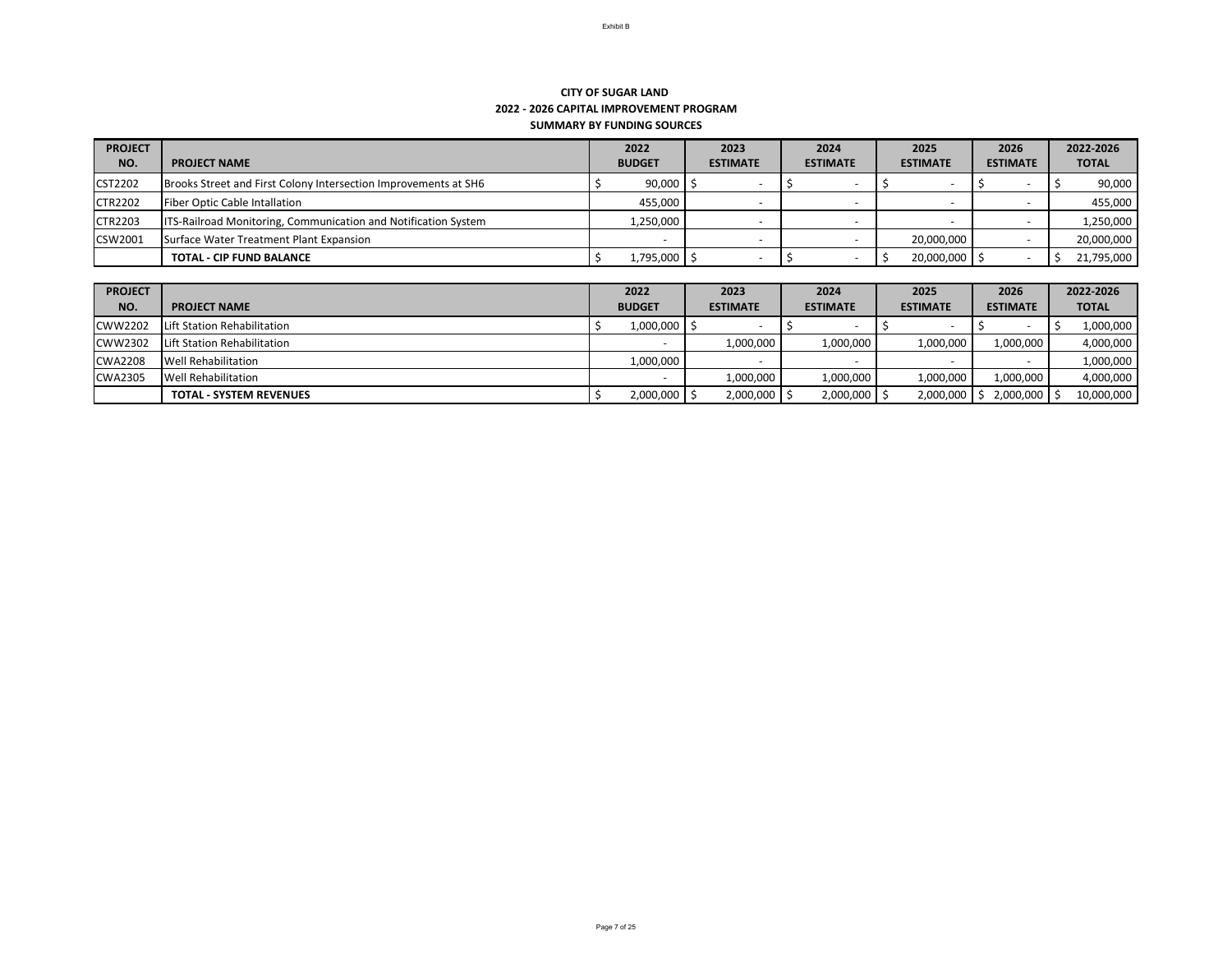Exhibit B

**CITY OF SUGAR LAND**
**2022 - 2026 CAPITAL IMPROVEMENT PROGRAM**
**SUMMARY BY FUNDING SOURCES**

| PROJECT NO. | PROJECT NAME | 2022 BUDGET | 2023 ESTIMATE | 2024 ESTIMATE | 2025 ESTIMATE | 2026 ESTIMATE | 2022-2026 TOTAL |
|---|---|---|---|---|---|---|---|
| CST2202 | Brooks Street and First Colony Intersection Improvements at SH6 | $ 90,000 | $ - | $ - | $ - | $ - | $ 90,000 |
| CTR2202 | Fiber Optic Cable Intallation | 455,000 | - | - | - | - | 455,000 |
| CTR2203 | ITS-Railroad Monitoring, Communication and Notification System | 1,250,000 | - | - | - | - | 1,250,000 |
| CSW2001 | Surface Water Treatment Plant Expansion | - | - | - | 20,000,000 | - | 20,000,000 |
| | **TOTAL - CIP FUND BALANCE** | $ 1,795,000 | $ - | $ - | $ 20,000,000 | $ - | $ 21,795,000 |

| PROJECT NO. | PROJECT NAME | 2022 BUDGET | 2023 ESTIMATE | 2024 ESTIMATE | 2025 ESTIMATE | 2026 ESTIMATE | 2022-2026 TOTAL |
|---|---|---|---|---|---|---|---|
| CWW2202 | Lift Station Rehabilitation | $ 1,000,000 | $ - | $ - | $ - | $ - | $ 1,000,000 |
| CWW2302 | Lift Station Rehabilitation | - | 1,000,000 | 1,000,000 | 1,000,000 | 1,000,000 | 4,000,000 |
| CWA2208 | Well Rehabilitation | 1,000,000 | - | - | - | - | 1,000,000 |
| CWA2305 | Well Rehabilitation | - | 1,000,000 | 1,000,000 | 1,000,000 | 1,000,000 | 4,000,000 |
| | **TOTAL - SYSTEM REVENUES** | $ 2,000,000 | $ 2,000,000 | $ 2,000,000 | $ 2,000,000 | $ 2,000,000 | $ 10,000,000 |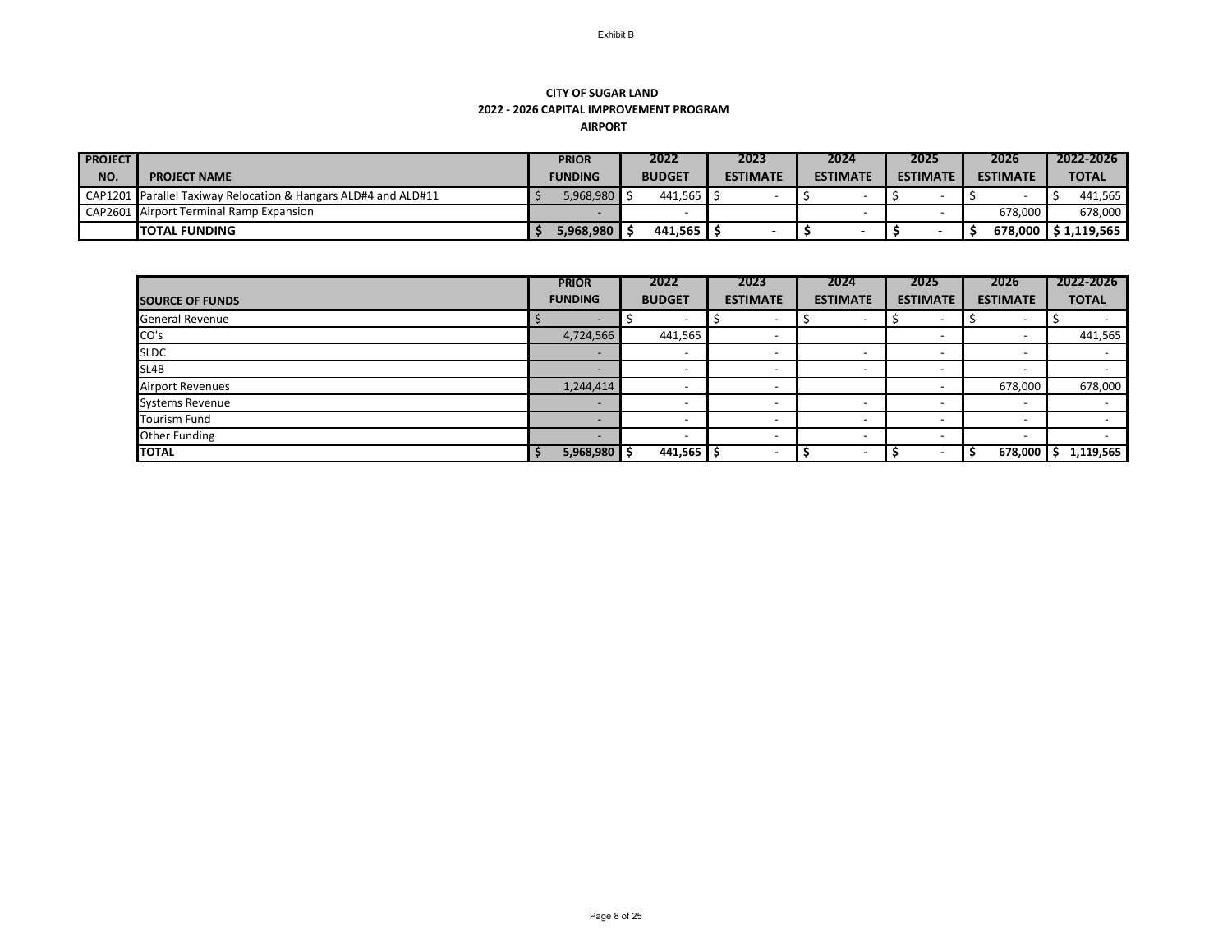Exhibit B

**CITY OF SUGAR LAND**
**2022 - 2026 CAPITAL IMPROVEMENT PROGRAM**
**AIRPORT**

| PROJECT NO. | PROJECT NAME | PRIOR FUNDING | 2022 BUDGET | 2023 ESTIMATE | 2024 ESTIMATE | 2025 ESTIMATE | 2026 ESTIMATE | 2022-2026 TOTAL |
|---|---|---|---|---|---|---|---|---|
| CAP1201 | Parallel Taxiway Relocation & Hangars ALD#4 and ALD#11 | $ 5,968,980 | $ 441,565 | $ - | $ - | $ - | $ - | $ 441,565 |
| CAP2601 | Airport Terminal Ramp Expansion | - | - | | - | - | 678,000 | 678,000 |
| | **TOTAL FUNDING** | **$ 5,968,980** | **$ 441,565** | **$ -** | **$ -** | **$ -** | **$ 678,000** | **$ 1,119,565** |

| SOURCE OF FUNDS | PRIOR FUNDING | 2022 BUDGET | 2023 ESTIMATE | 2024 ESTIMATE | 2025 ESTIMATE | 2026 ESTIMATE | 2022-2026 TOTAL |
|---|---|---|---|---|---|---|---|
| General Revenue | $ - | $ - | $ - | $ - | $ - | $ - | $ - |
| CO's | 4,724,566 | 441,565 | - | | - | - | 441,565 |
| SLDC | - | - | - | - | - | - | - |
| SL4B | - | - | - | - | - | - | - |
| Airport Revenues | 1,244,414 | - | - | | - | 678,000 | 678,000 |
| Systems Revenue | - | - | - | - | - | - | - |
| Tourism Fund | - | - | - | - | - | - | - |
| Other Funding | - | - | - | - | - | - | - |
| **TOTAL** | **$ 5,968,980** | **$ 441,565** | **$ -** | **$ -** | **$ -** | **$ 678,000** | **$ 1,119,565** |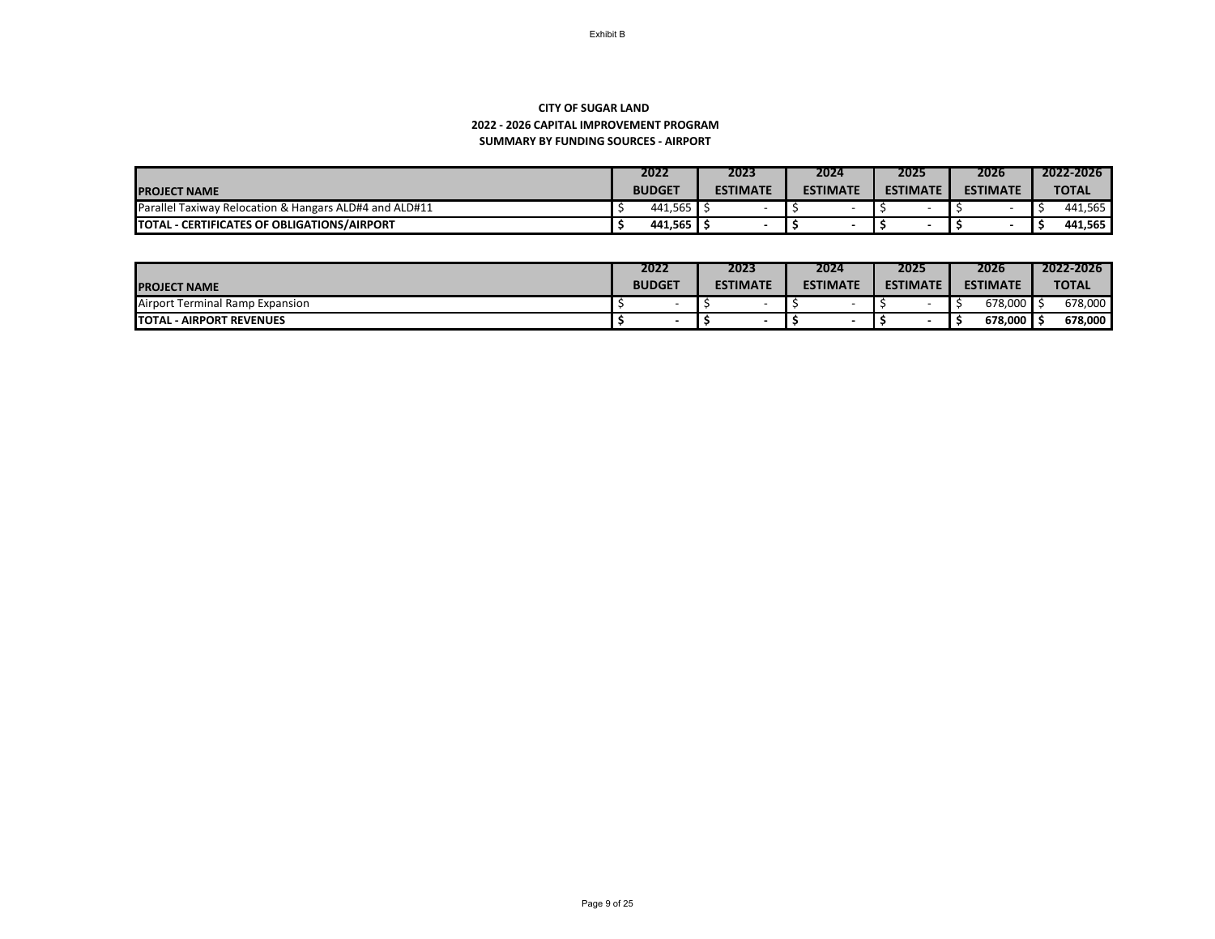Exhibit B

**CITY OF SUGAR LAND**
**2022 - 2026 CAPITAL IMPROVEMENT PROGRAM**
**SUMMARY BY FUNDING SOURCES - AIRPORT**

| PROJECT NAME | 2022 BUDGET | 2023 ESTIMATE | 2024 ESTIMATE | 2025 ESTIMATE | 2026 ESTIMATE | 2022-2026 TOTAL |
|---|---|---|---|---|---|---|
| Parallel Taxiway Relocation & Hangars ALD#4 and ALD#11 | $ 441,565 | $ - | $ - | $ - | $ - | $ 441,565 |
| **TOTAL - CERTIFICATES OF OBLIGATIONS/AIRPORT** | **$ 441,565** | **$ -** | **$ -** | **$ -** | **$ -** | **$ 441,565** |

| PROJECT NAME | 2022 BUDGET | 2023 ESTIMATE | 2024 ESTIMATE | 2025 ESTIMATE | 2026 ESTIMATE | 2022-2026 TOTAL |
|---|---|---|---|---|---|---|
| Airport Terminal Ramp Expansion | $ - | $ - | $ - | $ - | $ 678,000 | $ 678,000 |
| **TOTAL - AIRPORT REVENUES** | **$ -** | **$ -** | **$ -** | **$ -** | **$ 678,000** | **$ 678,000** |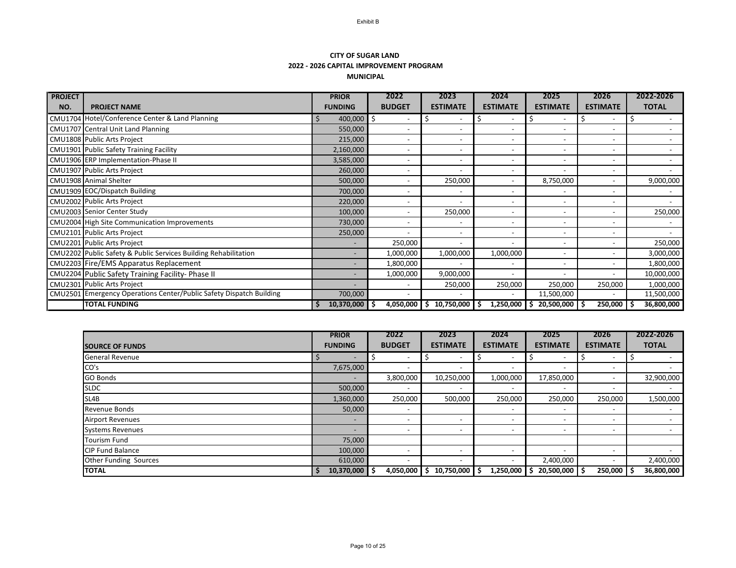Exhibit B

**CITY OF SUGAR LAND**
**2022 - 2026 CAPITAL IMPROVEMENT PROGRAM**
**MUNICIPAL**

| PROJECT NO. | PROJECT NAME | PRIOR FUNDING | 2022 BUDGET | 2023 ESTIMATE | 2024 ESTIMATE | 2025 ESTIMATE | 2026 ESTIMATE | 2022-2026 TOTAL |
|---|---|---|---|---|---|---|---|---|
| CMU1704 | Hotel/Conference Center & Land Planning | $ 400,000 | $ - | $ - | $ - | $ - | $ - | $ - |
| CMU1707 | Central Unit Land Planning | 550,000 | - | - | - | - | - | - |
| CMU1808 | Public Arts Project | 215,000 | - | - | - | - | - | - |
| CMU1901 | Public Safety Training Facility | 2,160,000 | - | - | - | - | - | - |
| CMU1906 | ERP Implementation-Phase II | 3,585,000 | - | - | - | - | - | - |
| CMU1907 | Public Arts Project | 260,000 | - | - | - | - | - | - |
| CMU1908 | Animal Shelter | 500,000 | - | 250,000 | - | 8,750,000 | - | 9,000,000 |
| CMU1909 | EOC/Dispatch Building | 700,000 | - | - | - | - | - | - |
| CMU2002 | Public Arts Project | 220,000 | - | - | - | - | - | - |
| CMU2003 | Senior Center Study | 100,000 | - | 250,000 | - | - | - | 250,000 |
| CMU2004 | High Site Communication Improvements | 730,000 | - | - | - | - | - | - |
| CMU2101 | Public Arts Project | 250,000 | - | - | - | - | - | - |
| CMU2201 | Public Arts Project | - | 250,000 | - | - | - | - | 250,000 |
| CMU2202 | Public Safety & Public Services Building Rehabilitation | - | 1,000,000 | 1,000,000 | 1,000,000 | - | - | 3,000,000 |
| CMU2203 | Fire/EMS Apparatus Replacement | - | 1,800,000 | - | - | - | - | 1,800,000 |
| CMU2204 | Public Safety Training Facility- Phase II | - | 1,000,000 | 9,000,000 | - | - | - | 10,000,000 |
| CMU2301 | Public Arts Project | - | - | 250,000 | 250,000 | 250,000 | 250,000 | 1,000,000 |
| CMU2501 | Emergency Operations Center/Public Safety Dispatch Building | 700,000 | - | - | - | 11,500,000 | - | 11,500,000 |
| | **TOTAL FUNDING** | **$ 10,370,000** | **$ 4,050,000** | **$ 10,750,000** | **$ 1,250,000** | **$ 20,500,000** | **$ 250,000** | **$ 36,800,000** |

| SOURCE OF FUNDS | PRIOR FUNDING | 2022 BUDGET | 2023 ESTIMATE | 2024 ESTIMATE | 2025 ESTIMATE | 2026 ESTIMATE | 2022-2026 TOTAL |
|---|---|---|---|---|---|---|---|
| General Revenue | $ - | $ - | $ - | $ - | $ - | $ - | $ - |
| CO's | 7,675,000 | - | - | - | - | - | - |
| GO Bonds | - | 3,800,000 | 10,250,000 | 1,000,000 | 17,850,000 | - | 32,900,000 |
| SLDC | 500,000 | - | - | - | - | - | - |
| SL4B | 1,360,000 | 250,000 | 500,000 | 250,000 | 250,000 | 250,000 | 1,500,000 |
| Revenue Bonds | 50,000 | - | | - | - | - | - |
| Airport Revenues | - | - | - | - | - | - | - |
| Systems Revenues | - | - | - | - | - | - | - |
| Tourism Fund | 75,000 | | | | | | |
| CIP Fund Balance | 100,000 | - | - | - | - | - | - |
| Other Funding Sources | 610,000 | - | - | - | 2,400,000 | - | 2,400,000 |
| **TOTAL** | **$ 10,370,000** | **$ 4,050,000** | **$ 10,750,000** | **$ 1,250,000** | **$ 20,500,000** | **$ 250,000** | **$ 36,800,000** |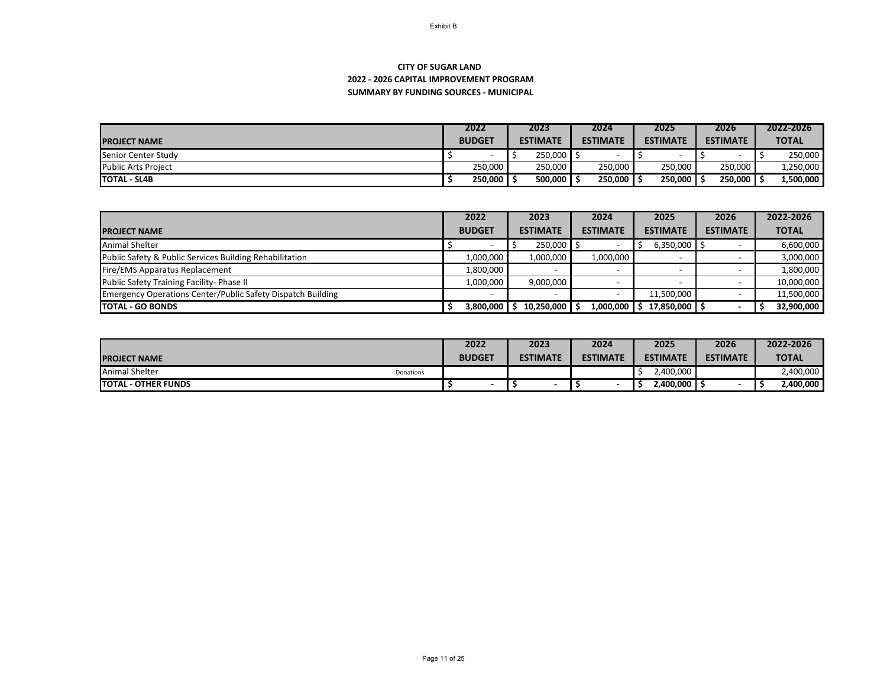Exhibit B

**CITY OF SUGAR LAND**
**2022 - 2026 CAPITAL IMPROVEMENT PROGRAM**
**SUMMARY BY FUNDING SOURCES - MUNICIPAL**

| PROJECT NAME | 2022 BUDGET | 2023 ESTIMATE | 2024 ESTIMATE | 2025 ESTIMATE | 2026 ESTIMATE | 2022-2026 TOTAL |
|---|---|---|---|---|---|---|
| Senior Center Study | $ - | $ 250,000 | $ - | $ - | $ - | $ 250,000 |
| Public Arts Project | 250,000 | 250,000 | 250,000 | 250,000 | 250,000 | 1,250,000 |
| **TOTAL - SL4B** | **$ 250,000** | **$ 500,000** | **$ 250,000** | **$ 250,000** | **$ 250,000** | **$ 1,500,000** |

| PROJECT NAME | 2022 BUDGET | 2023 ESTIMATE | 2024 ESTIMATE | 2025 ESTIMATE | 2026 ESTIMATE | 2022-2026 TOTAL |
|---|---|---|---|---|---|---|
| Animal Shelter | $ - | $ 250,000 | $ - | $ 6,350,000 | $ - | 6,600,000 |
| Public Safety & Public Services Building Rehabilitation | 1,000,000 | 1,000,000 | 1,000,000 | - | - | 3,000,000 |
| Fire/EMS Apparatus Replacement | 1,800,000 | - | - | - | - | 1,800,000 |
| Public Safety Training Facility- Phase II | 1,000,000 | 9,000,000 | - | - | - | 10,000,000 |
| Emergency Operations Center/Public Safety Dispatch Building | - | - | - | 11,500,000 | - | 11,500,000 |
| **TOTAL - GO BONDS** | **$ 3,800,000** | **$ 10,250,000** | **$ 1,000,000** | **$ 17,850,000** | **$ -** | **$ 32,900,000** |

| PROJECT NAME | | 2022 BUDGET | 2023 ESTIMATE | 2024 ESTIMATE | 2025 ESTIMATE | 2026 ESTIMATE | 2022-2026 TOTAL |
|---|---|---|---|---|---|---|---|
| Animal Shelter | Donations | | | | $ 2,400,000 | | 2,400,000 |
| **TOTAL - OTHER FUNDS** | | **$ -** | **$ -** | **$ -** | **$ 2,400,000** | **$ -** | **$ 2,400,000** |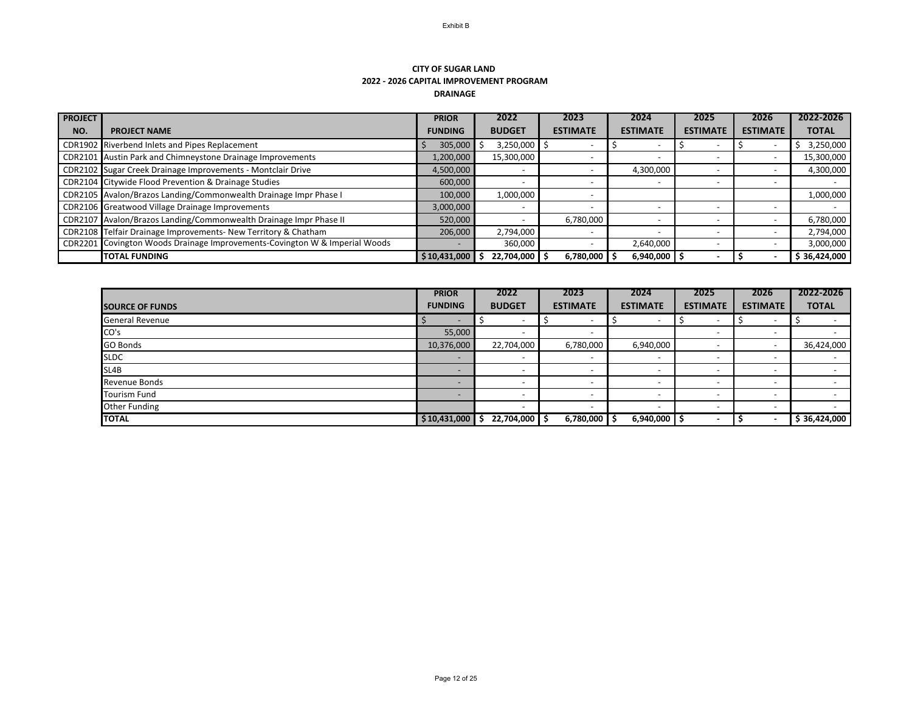Exhibit B

**CITY OF SUGAR LAND**
**2022 - 2026 CAPITAL IMPROVEMENT PROGRAM**
**DRAINAGE**

| PROJECT NO. | PROJECT NAME | PRIOR FUNDING | 2022 BUDGET | 2023 ESTIMATE | 2024 ESTIMATE | 2025 ESTIMATE | 2026 ESTIMATE | 2022-2026 TOTAL |
|---|---|---|---|---|---|---|---|---|
| CDR1902 | Riverbend Inlets and Pipes Replacement | $ 305,000 | $ 3,250,000 | $ - | $ - | $ - | $ - | $ 3,250,000 |
| CDR2101 | Austin Park and Chimneystone Drainage Improvements | 1,200,000 | 15,300,000 | - | - | - | - | 15,300,000 |
| CDR2102 | Sugar Creek Drainage Improvements - Montclair Drive | 4,500,000 | - | - | 4,300,000 | - | - | 4,300,000 |
| CDR2104 | Citywide Flood Prevention & Drainage Studies | 600,000 | - | - | - | - | - | - |
| CDR2105 | Avalon/Brazos Landing/Commonwealth Drainage Impr Phase I | 100,000 | 1,000,000 | - | | | | 1,000,000 |
| CDR2106 | Greatwood Village Drainage Improvements | 3,000,000 | - | - | - | - | - | - |
| CDR2107 | Avalon/Brazos Landing/Commonwealth Drainage Impr Phase II | 520,000 | - | 6,780,000 | - | - | - | 6,780,000 |
| CDR2108 | Telfair Drainage Improvements- New Territory & Chatham | 206,000 | 2,794,000 | - | - | - | - | 2,794,000 |
| CDR2201 | Covington Woods Drainage Improvements-Covington W & Imperial Woods | - | 360,000 | - | 2,640,000 | - | - | 3,000,000 |
| | **TOTAL FUNDING** | **$ 10,431,000** | **$ 22,704,000** | **$ 6,780,000** | **$ 6,940,000** | **$ -** | **$ -** | **$ 36,424,000** |

| SOURCE OF FUNDS | PRIOR FUNDING | 2022 BUDGET | 2023 ESTIMATE | 2024 ESTIMATE | 2025 ESTIMATE | 2026 ESTIMATE | 2022-2026 TOTAL |
|---|---|---|---|---|---|---|---|
| General Revenue | $ - | $ - | $ - | $ - | $ - | $ - | $ - |
| CO's | 55,000 | - | - | | - | - | - |
| GO Bonds | 10,376,000 | 22,704,000 | 6,780,000 | 6,940,000 | - | - | 36,424,000 |
| SLDC | - | - | - | - | - | - | - |
| SL4B | - | - | - | - | - | - | - |
| Revenue Bonds | - | - | - | - | - | - | - |
| Tourism Fund | - | - | - | - | - | - | - |
| Other Funding | | - | - | - | - | - | - |
| **TOTAL** | **$ 10,431,000** | **$ 22,704,000** | **$ 6,780,000** | **$ 6,940,000** | **$ -** | **$ -** | **$ 36,424,000** |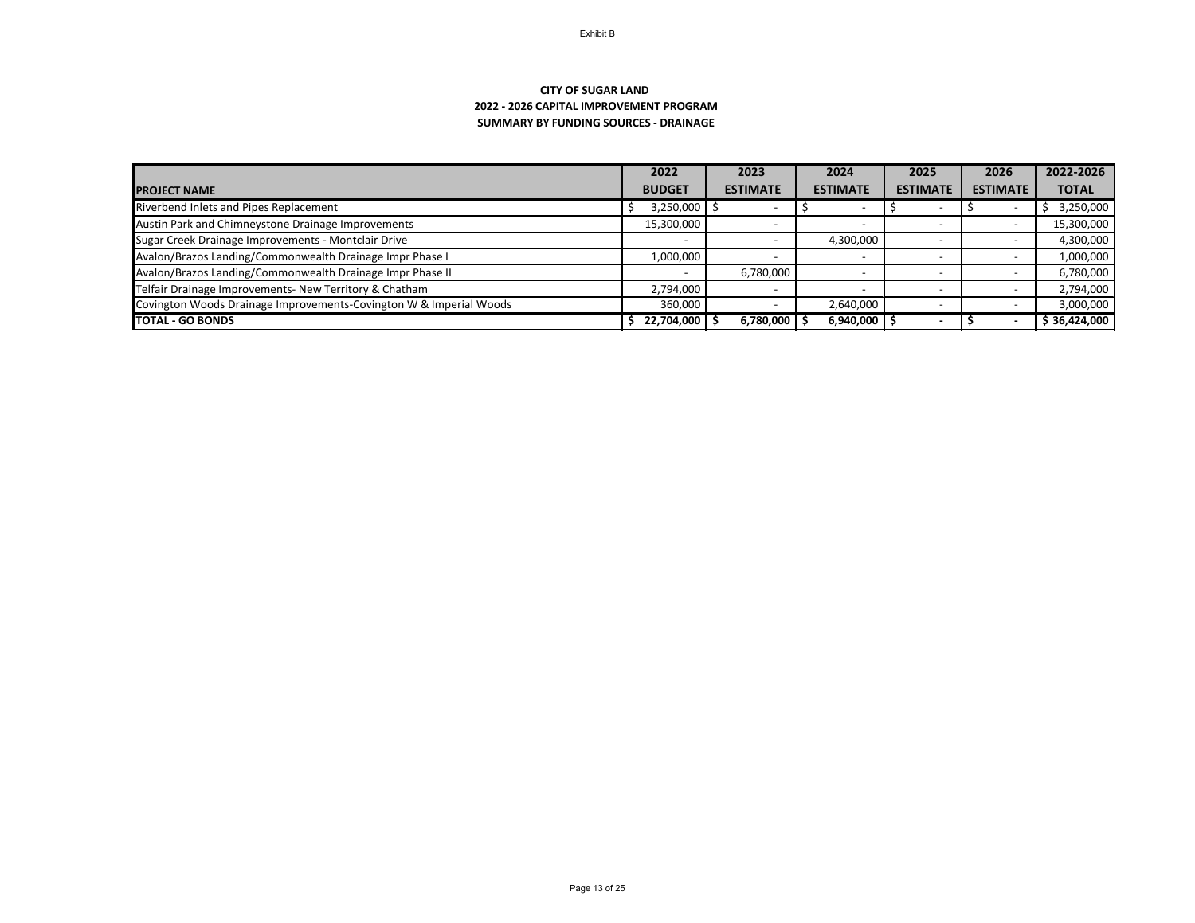Exhibit B

**CITY OF SUGAR LAND**
**2022 - 2026 CAPITAL IMPROVEMENT PROGRAM**
**SUMMARY BY FUNDING SOURCES - DRAINAGE**

| PROJECT NAME | 2022 BUDGET | 2023 ESTIMATE | 2024 ESTIMATE | 2025 ESTIMATE | 2026 ESTIMATE | 2022-2026 TOTAL |
|---|---|---|---|---|---|---|
| Riverbend Inlets and Pipes Replacement | $ 3,250,000 | $ - | $ - | $ - | $ - | $ 3,250,000 |
| Austin Park and Chimneystone Drainage Improvements | 15,300,000 | - | - | - | - | 15,300,000 |
| Sugar Creek Drainage Improvements - Montclair Drive | - | - | 4,300,000 | - | - | 4,300,000 |
| Avalon/Brazos Landing/Commonwealth Drainage Impr Phase I | 1,000,000 | - | - | - | - | 1,000,000 |
| Avalon/Brazos Landing/Commonwealth Drainage Impr Phase II | - | 6,780,000 | - | - | - | 6,780,000 |
| Telfair Drainage Improvements- New Territory & Chatham | 2,794,000 | - | - | - | - | 2,794,000 |
| Covington Woods Drainage Improvements-Covington W & Imperial Woods | 360,000 | - | 2,640,000 | - | - | 3,000,000 |
| **TOTAL - GO BONDS** | **$ 22,704,000** | **$ 6,780,000** | **$ 6,940,000** | **$ -** | **$ -** | **$ 36,424,000** |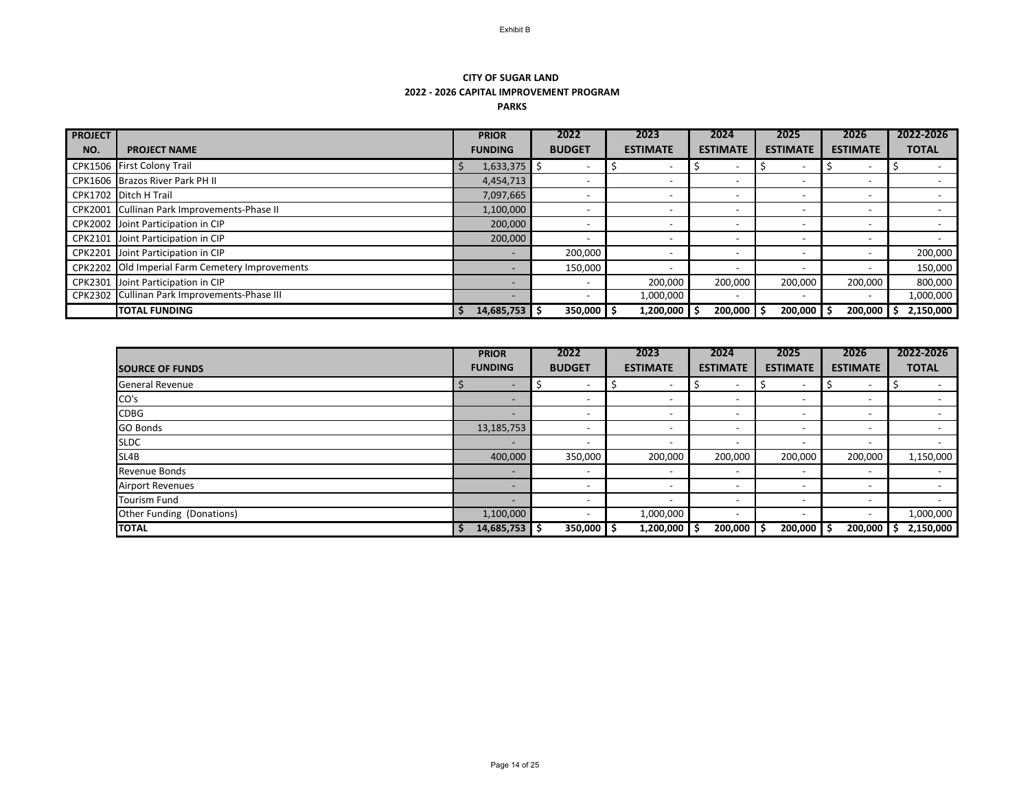Exhibit B

**CITY OF SUGAR LAND**
**2022 - 2026 CAPITAL IMPROVEMENT PROGRAM**
**PARKS**

| PROJECT NO. | PROJECT NAME | PRIOR FUNDING | 2022 BUDGET | 2023 ESTIMATE | 2024 ESTIMATE | 2025 ESTIMATE | 2026 ESTIMATE | 2022-2026 TOTAL |
|---|---|---|---|---|---|---|---|---|
| CPK1506 | First Colony Trail | $ 1,633,375 | $ - | $ - | $ - | $ - | $ - | $ - |
| CPK1606 | Brazos River Park PH II | 4,454,713 | - | - | - | - | - | - |
| CPK1702 | Ditch H Trail | 7,097,665 | - | - | - | - | - | - |
| CPK2001 | Cullinan Park Improvements-Phase II | 1,100,000 | - | - | - | - | - | - |
| CPK2002 | Joint Participation in CIP | 200,000 | - | - | - | - | - | - |
| CPK2101 | Joint Participation in CIP | 200,000 | - | - | - | - | - | - |
| CPK2201 | Joint Participation in CIP | - | 200,000 | - | - | - | - | 200,000 |
| CPK2202 | Old Imperial Farm Cemetery Improvements | - | 150,000 | - | - | - | - | 150,000 |
| CPK2301 | Joint Participation in CIP | - | - | 200,000 | 200,000 | 200,000 | 200,000 | 800,000 |
| CPK2302 | Cullinan Park Improvements-Phase III | - | - | 1,000,000 | - | - | - | 1,000,000 |
| | **TOTAL FUNDING** | **$ 14,685,753** | **$ 350,000** | **$ 1,200,000** | **$ 200,000** | **$ 200,000** | **$ 200,000** | **$ 2,150,000** |

| SOURCE OF FUNDS | PRIOR FUNDING | 2022 BUDGET | 2023 ESTIMATE | 2024 ESTIMATE | 2025 ESTIMATE | 2026 ESTIMATE | 2022-2026 TOTAL |
|---|---|---|---|---|---|---|---|
| General Revenue | $ - | $ - | $ - | $ - | $ - | $ - | $ - |
| CO's | - | - | - | - | - | - | - |
| CDBG | - | - | - | - | - | - | - |
| GO Bonds | 13,185,753 | - | - | - | - | - | - |
| SLDC | - | - | - | - | - | - | - |
| SL4B | 400,000 | 350,000 | 200,000 | 200,000 | 200,000 | 200,000 | 1,150,000 |
| Revenue Bonds | - | - | - | - | - | - | - |
| Airport Revenues | - | - | - | - | - | - | - |
| Tourism Fund | - | - | - | - | - | - | - |
| Other Funding (Donations) | 1,100,000 | - | 1,000,000 | - | - | - | 1,000,000 |
| **TOTAL** | **$ 14,685,753** | **$ 350,000** | **$ 1,200,000** | **$ 200,000** | **$ 200,000** | **$ 200,000** | **$ 2,150,000** |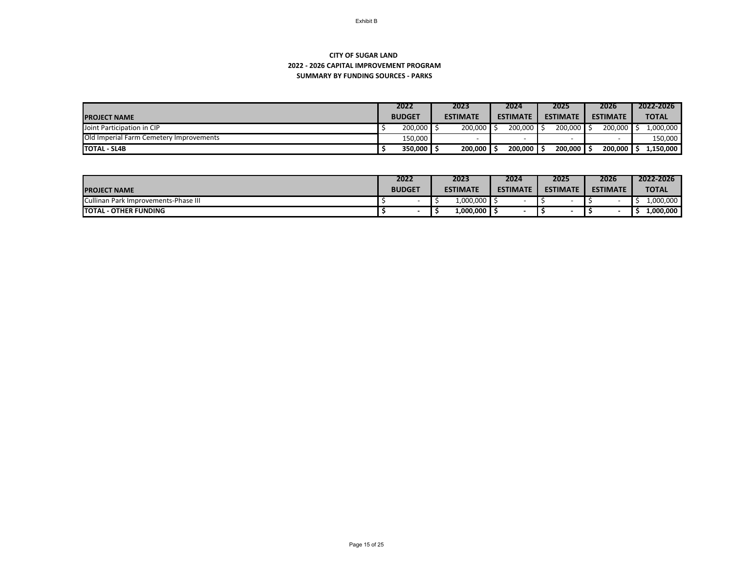Exhibit B

**CITY OF SUGAR LAND**
**2022 - 2026 CAPITAL IMPROVEMENT PROGRAM**
**SUMMARY BY FUNDING SOURCES - PARKS**

| PROJECT NAME | 2022 BUDGET | 2023 ESTIMATE | 2024 ESTIMATE | 2025 ESTIMATE | 2026 ESTIMATE | 2022-2026 TOTAL |
|---|---|---|---|---|---|---|
| Joint Participation in CIP | $ 200,000 | $ 200,000 | $ 200,000 | $ 200,000 | $ 200,000 | $ 1,000,000 |
| Old Imperial Farm Cemetery Improvements | 150,000 | - | - | - | - | 150,000 |
| **TOTAL - SL4B** | **$ 350,000** | **$ 200,000** | **$ 200,000** | **$ 200,000** | **$ 200,000** | **$ 1,150,000** |

| PROJECT NAME | 2022 BUDGET | 2023 ESTIMATE | 2024 ESTIMATE | 2025 ESTIMATE | 2026 ESTIMATE | 2022-2026 TOTAL |
|---|---|---|---|---|---|---|
| Cullinan Park Improvements-Phase III | $ - | $ 1,000,000 | $ - | $ - | $ - | $ 1,000,000 |
| **TOTAL - OTHER FUNDING** | **$ -** | **$ 1,000,000** | **$ -** | **$ -** | **$ -** | **$ 1,000,000** |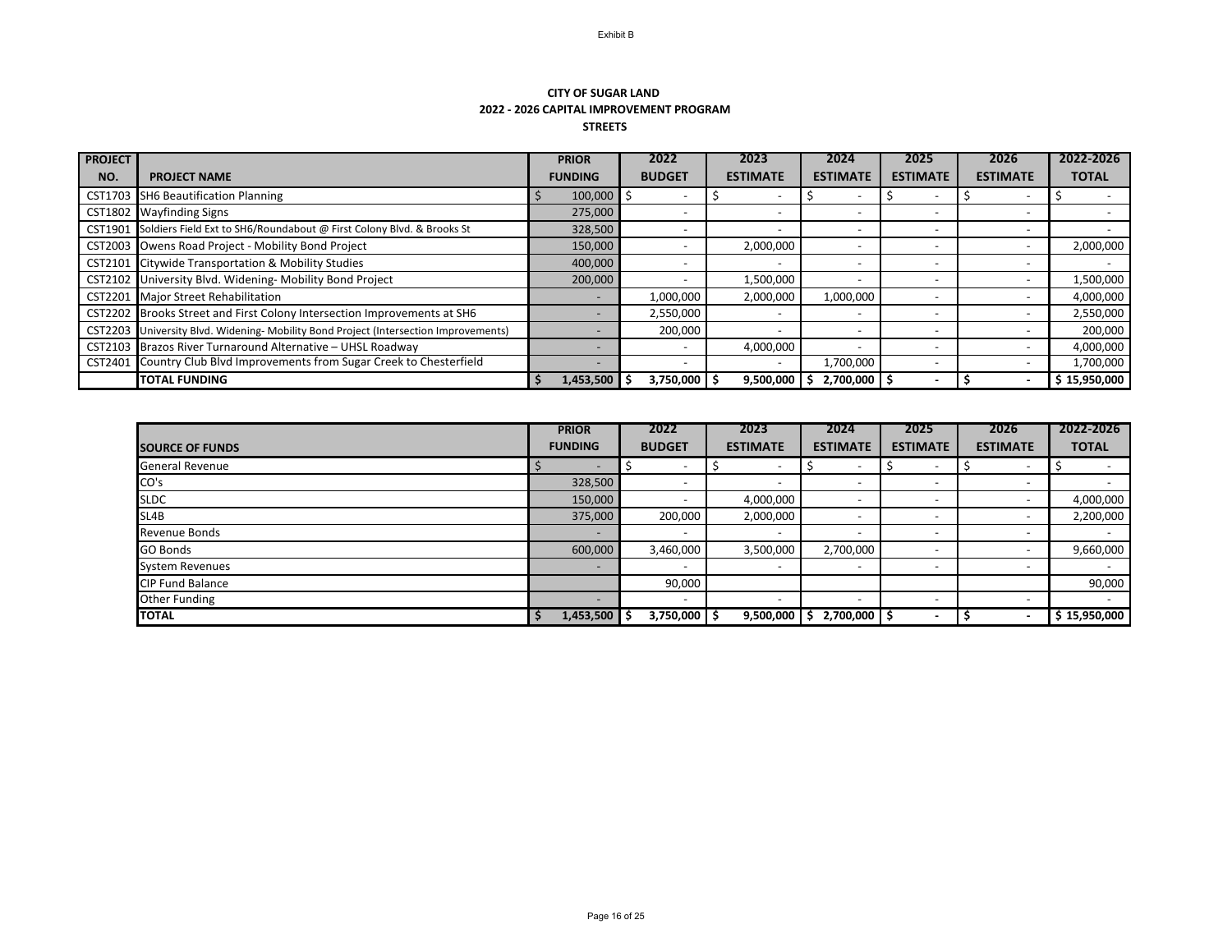Exhibit B

**CITY OF SUGAR LAND**
**2022 - 2026 CAPITAL IMPROVEMENT PROGRAM**
**STREETS**

| PROJECT NO. | PROJECT NAME | PRIOR FUNDING | 2022 BUDGET | 2023 ESTIMATE | 2024 ESTIMATE | 2025 ESTIMATE | 2026 ESTIMATE | 2022-2026 TOTAL |
|---|---|---|---|---|---|---|---|---|
| CST1703 | SH6 Beautification Planning | $ 100,000 | $ - | $ - | $ - | $ - | $ - | $ - |
| CST1802 | Wayfinding Signs | 275,000 | - | - | - | - | - | - |
| CST1901 | Soldiers Field Ext to SH6/Roundabout @ First Colony Blvd. & Brooks St | 328,500 | - | - | - | - | - | - |
| CST2003 | Owens Road Project - Mobility Bond Project | 150,000 | - | 2,000,000 | - | - | - | 2,000,000 |
| CST2101 | Citywide Transportation & Mobility Studies | 400,000 | - | - | - | - | - | - |
| CST2102 | University Blvd. Widening- Mobility Bond Project | 200,000 | - | 1,500,000 | - | - | - | 1,500,000 |
| CST2201 | Major Street Rehabilitation | - | 1,000,000 | 2,000,000 | 1,000,000 | - | - | 4,000,000 |
| CST2202 | Brooks Street and First Colony Intersection Improvements at SH6 | - | 2,550,000 | - | - | - | - | 2,550,000 |
| CST2203 | University Blvd. Widening- Mobility Bond Project (Intersection Improvements) | - | 200,000 | - | - | - | - | 200,000 |
| CST2103 | Brazos River Turnaround Alternative – UHSL Roadway | - | - | 4,000,000 | - | - | - | 4,000,000 |
| CST2401 | Country Club Blvd Improvements from Sugar Creek to Chesterfield | - | - | - | 1,700,000 | - | - | 1,700,000 |
| | **TOTAL FUNDING** | **$ 1,453,500** | **$ 3,750,000** | **$ 9,500,000** | **$ 2,700,000** | **$ -** | **$ -** | **$ 15,950,000** |

| SOURCE OF FUNDS | PRIOR FUNDING | 2022 BUDGET | 2023 ESTIMATE | 2024 ESTIMATE | 2025 ESTIMATE | 2026 ESTIMATE | 2022-2026 TOTAL |
|---|---|---|---|---|---|---|---|
| General Revenue | $ - | $ - | $ - | $ - | $ - | $ - | $ - |
| CO's | 328,500 | - | - | - | - | - | - |
| SLDC | 150,000 | - | 4,000,000 | - | - | - | 4,000,000 |
| SL4B | 375,000 | 200,000 | 2,000,000 | - | - | - | 2,200,000 |
| Revenue Bonds | - | - | - | - | - | - | - |
| GO Bonds | 600,000 | 3,460,000 | 3,500,000 | 2,700,000 | - | - | 9,660,000 |
| System Revenues | - | - | - | - | - | - | - |
| CIP Fund Balance | | 90,000 | | | | | 90,000 |
| Other Funding | - | - | - | - | - | - | - |
| **TOTAL** | **$ 1,453,500** | **$ 3,750,000** | **$ 9,500,000** | **$ 2,700,000** | **$ -** | **$ -** | **$ 15,950,000** |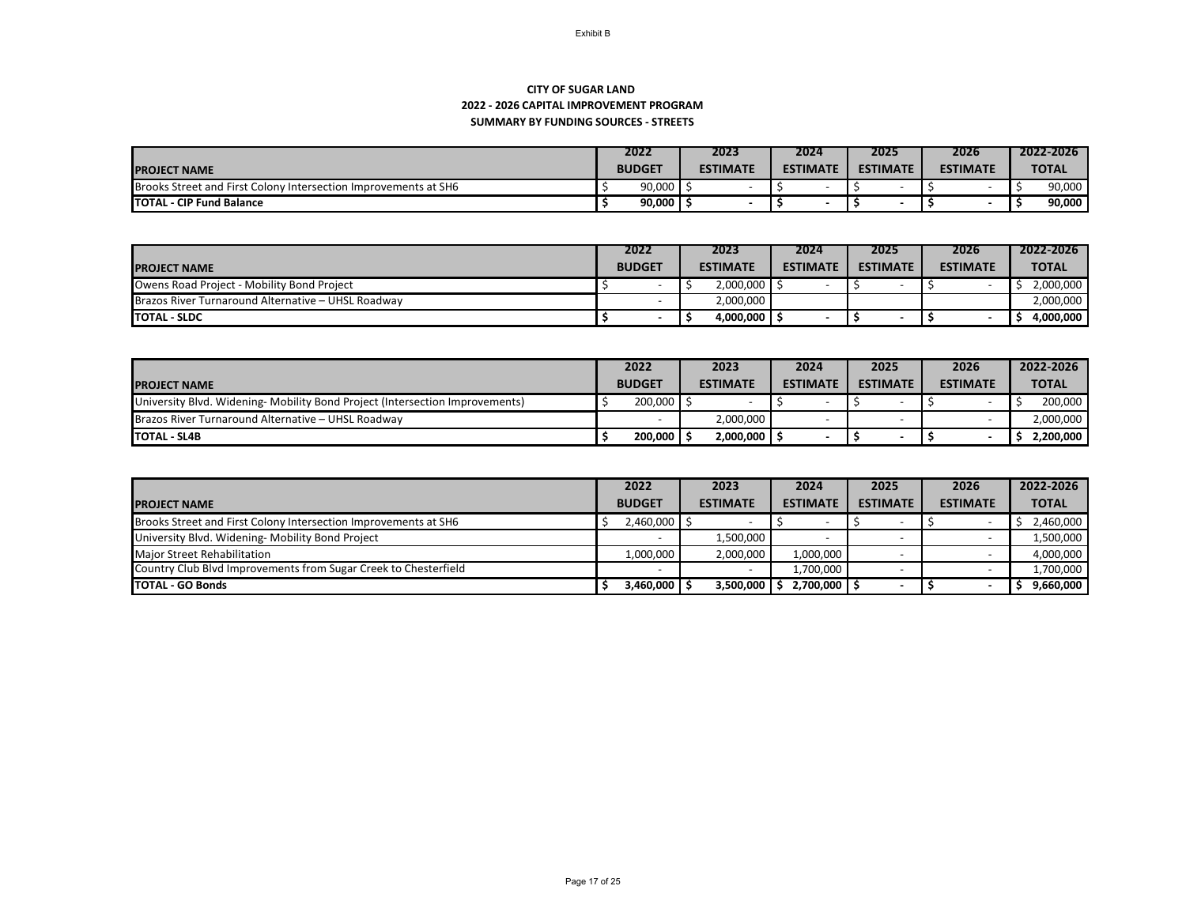Exhibit B

**CITY OF SUGAR LAND**
**2022 - 2026 CAPITAL IMPROVEMENT PROGRAM**
**SUMMARY BY FUNDING SOURCES - STREETS**

| PROJECT NAME | 2022 BUDGET | 2023 ESTIMATE | 2024 ESTIMATE | 2025 ESTIMATE | 2026 ESTIMATE | 2022-2026 TOTAL |
|---|---|---|---|---|---|---|
| Brooks Street and First Colony Intersection Improvements at SH6 | $ 90,000 | $ - | $ - | $ - | $ - | $ 90,000 |
| **TOTAL - CIP Fund Balance** | **$ 90,000** | **$ -** | **$ -** | **$ -** | **$ -** | **$ 90,000** |

| PROJECT NAME | 2022 BUDGET | 2023 ESTIMATE | 2024 ESTIMATE | 2025 ESTIMATE | 2026 ESTIMATE | 2022-2026 TOTAL |
|---|---|---|---|---|---|---|
| Owens Road Project - Mobility Bond Project | $ - | $ 2,000,000 | $ - | $ - | $ - | $ 2,000,000 |
| Brazos River Turnaround Alternative – UHSL Roadway | - | 2,000,000 | | | | 2,000,000 |
| **TOTAL - SLDC** | **$ -** | **$ 4,000,000** | **$ -** | **$ -** | **$ -** | **$ 4,000,000** |

| PROJECT NAME | 2022 BUDGET | 2023 ESTIMATE | 2024 ESTIMATE | 2025 ESTIMATE | 2026 ESTIMATE | 2022-2026 TOTAL |
|---|---|---|---|---|---|---|
| University Blvd. Widening- Mobility Bond Project (Intersection Improvements) | $ 200,000 | $ - | $ - | $ - | $ - | $ 200,000 |
| Brazos River Turnaround Alternative – UHSL Roadway | - | 2,000,000 | - | - | - | 2,000,000 |
| **TOTAL - SL4B** | **$ 200,000** | **$ 2,000,000** | **$ -** | **$ -** | **$ -** | **$ 2,200,000** |

| PROJECT NAME | 2022 BUDGET | 2023 ESTIMATE | 2024 ESTIMATE | 2025 ESTIMATE | 2026 ESTIMATE | 2022-2026 TOTAL |
|---|---|---|---|---|---|---|
| Brooks Street and First Colony Intersection Improvements at SH6 | $ 2,460,000 | $ - | $ - | $ - | $ - | $ 2,460,000 |
| University Blvd. Widening- Mobility Bond Project | - | 1,500,000 | - | - | - | 1,500,000 |
| Major Street Rehabilitation | 1,000,000 | 2,000,000 | 1,000,000 | - | - | 4,000,000 |
| Country Club Blvd Improvements from Sugar Creek to Chesterfield | - | - | 1,700,000 | - | - | 1,700,000 |
| **TOTAL - GO Bonds** | **$ 3,460,000** | **$ 3,500,000** | **$ 2,700,000** | **$ -** | **$ -** | **$ 9,660,000** |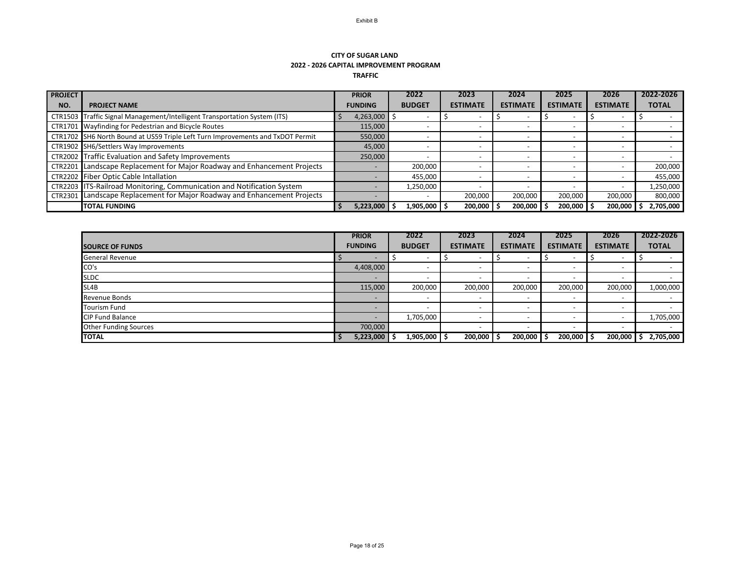Exhibit B

**CITY OF SUGAR LAND**
**2022 - 2026 CAPITAL IMPROVEMENT PROGRAM**
**TRAFFIC**

| PROJECT NO. | PROJECT NAME | PRIOR FUNDING | 2022 BUDGET | 2023 ESTIMATE | 2024 ESTIMATE | 2025 ESTIMATE | 2026 ESTIMATE | 2022-2026 TOTAL |
|---|---|---|---|---|---|---|---|---|
| CTR1503 | Traffic Signal Management/Intelligent Transportation System (ITS) | $ 4,263,000 | $ - | $ - | $ - | $ - | $ - | $ - |
| CTR1701 | Wayfinding for Pedestrian and Bicycle Routes | 115,000 | - | - | - | - | - | - |
| CTR1702 | SH6 North Bound at US59 Triple Left Turn Improvements and TxDOT Permit | 550,000 | - | - | - | - | - | - |
| CTR1902 | SH6/Settlers Way Improvements | 45,000 | - | - | - | - | - | - |
| CTR2002 | Traffic Evaluation and Safety Improvements | 250,000 | - | - | - | - | - | - |
| CTR2201 | Landscape Replacement for Major Roadway and Enhancement Projects | - | 200,000 | - | - | - | - | 200,000 |
| CTR2202 | Fiber Optic Cable Intallation | - | 455,000 | - | - | - | - | 455,000 |
| CTR2203 | ITS-Railroad Monitoring, Communication and Notification System | - | 1,250,000 | - | - | - | - | 1,250,000 |
| CTR2301 | Landscape Replacement for Major Roadway and Enhancement Projects | - | - | 200,000 | 200,000 | 200,000 | 200,000 | 800,000 |
| | **TOTAL FUNDING** | **$ 5,223,000** | **$ 1,905,000** | **$ 200,000** | **$ 200,000** | **$ 200,000** | **$ 200,000** | **$ 2,705,000** |

| SOURCE OF FUNDS | PRIOR FUNDING | 2022 BUDGET | 2023 ESTIMATE | 2024 ESTIMATE | 2025 ESTIMATE | 2026 ESTIMATE | 2022-2026 TOTAL |
|---|---|---|---|---|---|---|---|
| General Revenue | $ - | $ - | $ - | $ - | $ - | $ - | $ - |
| CO's | 4,408,000 | - | - | - | - | - | - |
| SLDC | - | - | - | - | - | - | - |
| SL4B | 115,000 | 200,000 | 200,000 | 200,000 | 200,000 | 200,000 | 1,000,000 |
| Revenue Bonds | - | - | - | - | - | - | - |
| Tourism Fund | - | - | - | - | - | - | - |
| CIP Fund Balance | - | 1,705,000 | - | - | - | - | 1,705,000 |
| Other Funding Sources | 700,000 | | - | - | - | - | - |
| **TOTAL** | **$ 5,223,000** | **$ 1,905,000** | **$ 200,000** | **$ 200,000** | **$ 200,000** | **$ 200,000** | **$ 2,705,000** |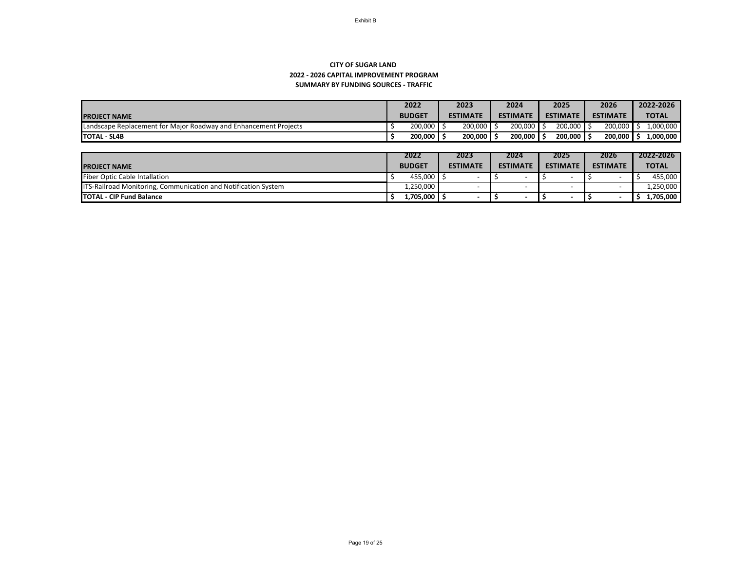Exhibit B

**CITY OF SUGAR LAND**
**2022 - 2026 CAPITAL IMPROVEMENT PROGRAM**
**SUMMARY BY FUNDING SOURCES - TRAFFIC**

| PROJECT NAME | 2022 BUDGET | 2023 ESTIMATE | 2024 ESTIMATE | 2025 ESTIMATE | 2026 ESTIMATE | 2022-2026 TOTAL |
|---|---|---|---|---|---|---|
| Landscape Replacement for Major Roadway and Enhancement Projects | $ 200,000 | $ 200,000 | $ 200,000 | $ 200,000 | $ 200,000 | $ 1,000,000 |
| **TOTAL - SL4B** | **$ 200,000** | **$ 200,000** | **$ 200,000** | **$ 200,000** | **$ 200,000** | **$ 1,000,000** |

| PROJECT NAME | 2022 BUDGET | 2023 ESTIMATE | 2024 ESTIMATE | 2025 ESTIMATE | 2026 ESTIMATE | 2022-2026 TOTAL |
|---|---|---|---|---|---|---|
| Fiber Optic Cable Intallation | $ 455,000 | $ - | $ - | $ - | $ - | $ 455,000 |
| ITS-Railroad Monitoring, Communication and Notification System | 1,250,000 | - | - | - | - | 1,250,000 |
| **TOTAL - CIP Fund Balance** | **$ 1,705,000** | **$ -** | **$ -** | **$ -** | **$ -** | **$ 1,705,000** |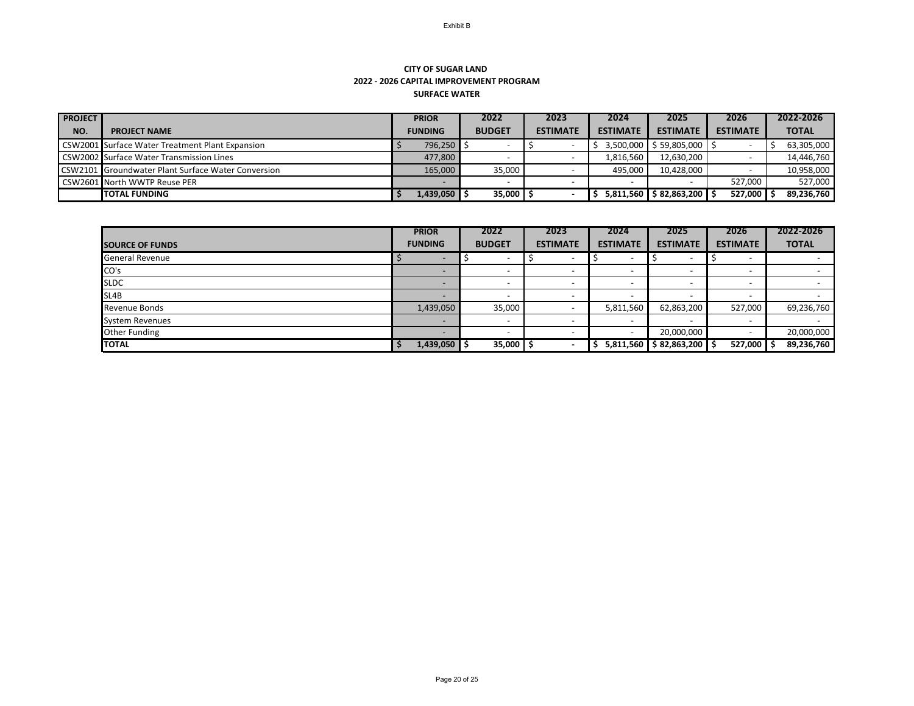Exhibit B

**CITY OF SUGAR LAND**
**2022 - 2026 CAPITAL IMPROVEMENT PROGRAM**
**SURFACE WATER**

| PROJECT NO. | PROJECT NAME | PRIOR FUNDING | 2022 BUDGET | 2023 ESTIMATE | 2024 ESTIMATE | 2025 ESTIMATE | 2026 ESTIMATE | 2022-2026 TOTAL |
|---|---|---|---|---|---|---|---|---|
| CSW2001 | Surface Water Treatment Plant Expansion | $ 796,250 | $ - | $ - | $ 3,500,000 | $ 59,805,000 | $ - | $ 63,305,000 |
| CSW2002 | Surface Water Transmission Lines | 477,800 | - | - | 1,816,560 | 12,630,200 | - | 14,446,760 |
| CSW2101 | Groundwater Plant Surface Water Conversion | 165,000 | 35,000 | - | 495,000 | 10,428,000 | - | 10,958,000 |
| CSW2601 | North WWTP Reuse PER | - | - | - | - | - | 527,000 | 527,000 |
| | **TOTAL FUNDING** | **$ 1,439,050** | **$ 35,000** | **$ -** | **$ 5,811,560** | **$ 82,863,200** | **$ 527,000** | **$ 89,236,760** |

| SOURCE OF FUNDS | PRIOR FUNDING | 2022 BUDGET | 2023 ESTIMATE | 2024 ESTIMATE | 2025 ESTIMATE | 2026 ESTIMATE | 2022-2026 TOTAL |
|---|---|---|---|---|---|---|---|
| General Revenue | $ - | $ - | $ - | $ - | $ - | $ - | - |
| CO's | - | - | - | - | - | - | - |
| SLDC | - | - | - | - | - | - | - |
| SL4B | - | - | - | - | - | - | - |
| Revenue Bonds | 1,439,050 | 35,000 | - | 5,811,560 | 62,863,200 | 527,000 | 69,236,760 |
| System Revenues | - | - | - | - | - | - | - |
| Other Funding | - | - | - | - | 20,000,000 | - | 20,000,000 |
| **TOTAL** | **$ 1,439,050** | **$ 35,000** | **$ -** | **$ 5,811,560** | **$ 82,863,200** | **$ 527,000** | **$ 89,236,760** |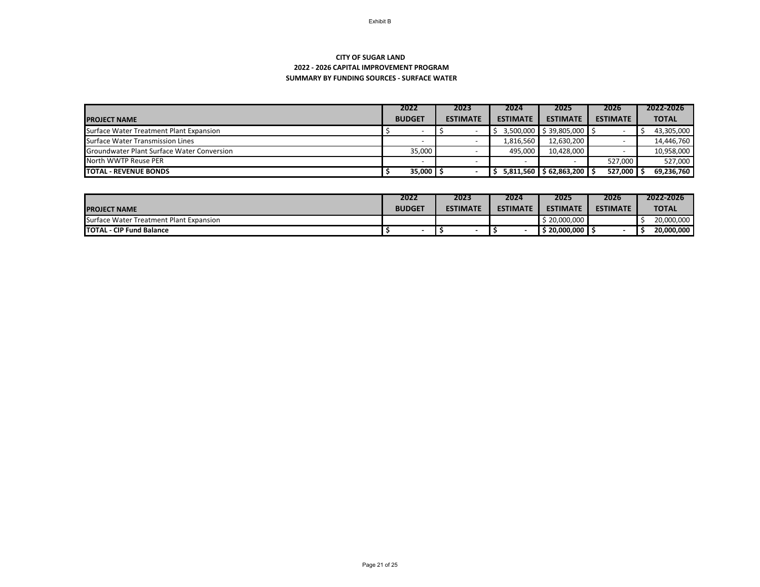Exhibit B

**CITY OF SUGAR LAND**
**2022 - 2026 CAPITAL IMPROVEMENT PROGRAM**
**SUMMARY BY FUNDING SOURCES - SURFACE WATER**

| PROJECT NAME | 2022 BUDGET | 2023 ESTIMATE | 2024 ESTIMATE | 2025 ESTIMATE | 2026 ESTIMATE | 2022-2026 TOTAL |
|---|---|---|---|---|---|---|
| Surface Water Treatment Plant Expansion | $ - | $ - | $ 3,500,000 | $ 39,805,000 | $ - | $ 43,305,000 |
| Surface Water Transmission Lines | - | - | 1,816,560 | 12,630,200 | - | 14,446,760 |
| Groundwater Plant Surface Water Conversion | 35,000 | - | 495,000 | 10,428,000 | - | 10,958,000 |
| North WWTP Reuse PER | - | - | - | - | 527,000 | 527,000 |
| **TOTAL - REVENUE BONDS** | **$ 35,000** | **$ -** | **$ 5,811,560** | **$ 62,863,200** | **$ 527,000** | **$ 69,236,760** |

| PROJECT NAME | 2022 BUDGET | 2023 ESTIMATE | 2024 ESTIMATE | 2025 ESTIMATE | 2026 ESTIMATE | 2022-2026 TOTAL |
|---|---|---|---|---|---|---|
| Surface Water Treatment Plant Expansion | | | | $ 20,000,000 | | $ 20,000,000 |
| **TOTAL - CIP Fund Balance** | **$ -** | **$ -** | **$ -** | **$ 20,000,000** | **$ -** | **$ 20,000,000** |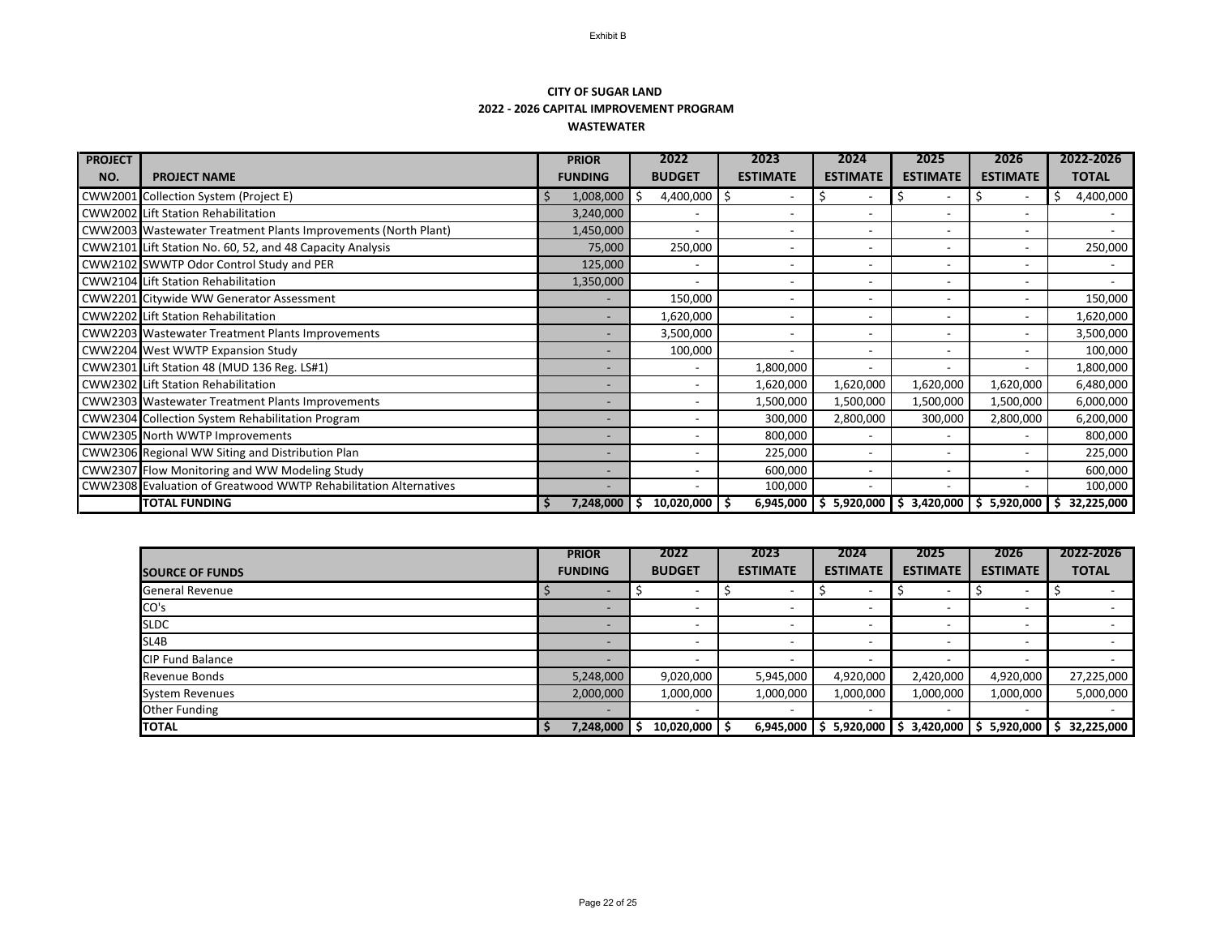Exhibit B

**CITY OF SUGAR LAND**
**2022 - 2026 CAPITAL IMPROVEMENT PROGRAM**
**WASTEWATER**

| PROJECT NO. | PROJECT NAME | PRIOR FUNDING | 2022 BUDGET | 2023 ESTIMATE | 2024 ESTIMATE | 2025 ESTIMATE | 2026 ESTIMATE | 2022-2026 TOTAL |
|---|---|---|---|---|---|---|---|---|
| CWW2001 | Collection System (Project E) | $ 1,008,000 | $ 4,400,000 | $ - | $ - | $ - | $ - | $ 4,400,000 |
| CWW2002 | Lift Station Rehabilitation | 3,240,000 | - | - | - | - | - | - |
| CWW2003 | Wastewater Treatment Plants Improvements (North Plant) | 1,450,000 | - | - | - | - | - | - |
| CWW2101 | Lift Station No. 60, 52, and 48 Capacity Analysis | 75,000 | 250,000 | - | - | - | - | 250,000 |
| CWW2102 | SWWTP Odor Control Study and PER | 125,000 | - | - | - | - | - | - |
| CWW2104 | Lift Station Rehabilitation | 1,350,000 | - | - | - | - | - | - |
| CWW2201 | Citywide WW Generator Assessment | - | 150,000 | - | - | - | - | 150,000 |
| CWW2202 | Lift Station Rehabilitation | - | 1,620,000 | - | - | - | - | 1,620,000 |
| CWW2203 | Wastewater Treatment Plants Improvements | - | 3,500,000 | - | - | - | - | 3,500,000 |
| CWW2204 | West WWTP Expansion Study | - | 100,000 | - | - | - | - | 100,000 |
| CWW2301 | Lift Station 48 (MUD 136 Reg. LS#1) | - | - | 1,800,000 | - | - | - | 1,800,000 |
| CWW2302 | Lift Station Rehabilitation | - | - | 1,620,000 | 1,620,000 | 1,620,000 | 1,620,000 | 6,480,000 |
| CWW2303 | Wastewater Treatment Plants Improvements | - | - | 1,500,000 | 1,500,000 | 1,500,000 | 1,500,000 | 6,000,000 |
| CWW2304 | Collection System Rehabilitation Program | - | - | 300,000 | 2,800,000 | 300,000 | 2,800,000 | 6,200,000 |
| CWW2305 | North WWTP Improvements | - | - | 800,000 | - | - | - | 800,000 |
| CWW2306 | Regional WW Siting and Distribution Plan | - | - | 225,000 | - | - | - | 225,000 |
| CWW2307 | Flow Monitoring and WW Modeling Study | - | - | 600,000 | - | - | - | 600,000 |
| CWW2308 | Evaluation of Greatwood WWTP Rehabilitation Alternatives | - | - | 100,000 | - | - | - | 100,000 |
| | **TOTAL FUNDING** | **$ 7,248,000** | **$ 10,020,000** | **$ 6,945,000** | **$ 5,920,000** | **$ 3,420,000** | **$ 5,920,000** | **$ 32,225,000** |

| SOURCE OF FUNDS | PRIOR FUNDING | 2022 BUDGET | 2023 ESTIMATE | 2024 ESTIMATE | 2025 ESTIMATE | 2026 ESTIMATE | 2022-2026 TOTAL |
|---|---|---|---|---|---|---|---|
| General Revenue | $ - | $ - | $ - | $ - | $ - | $ - | $ - |
| CO's | - | - | - | - | - | - | - |
| SLDC | - | - | - | - | - | - | - |
| SL4B | - | - | - | - | - | - | - |
| CIP Fund Balance | - | - | - | - | - | - | - |
| Revenue Bonds | 5,248,000 | 9,020,000 | 5,945,000 | 4,920,000 | 2,420,000 | 4,920,000 | 27,225,000 |
| System Revenues | 2,000,000 | 1,000,000 | 1,000,000 | 1,000,000 | 1,000,000 | 1,000,000 | 5,000,000 |
| Other Funding | - | - | - | - | - | - | - |
| **TOTAL** | **$ 7,248,000** | **$ 10,020,000** | **$ 6,945,000** | **$ 5,920,000** | **$ 3,420,000** | **$ 5,920,000** | **$ 32,225,000** |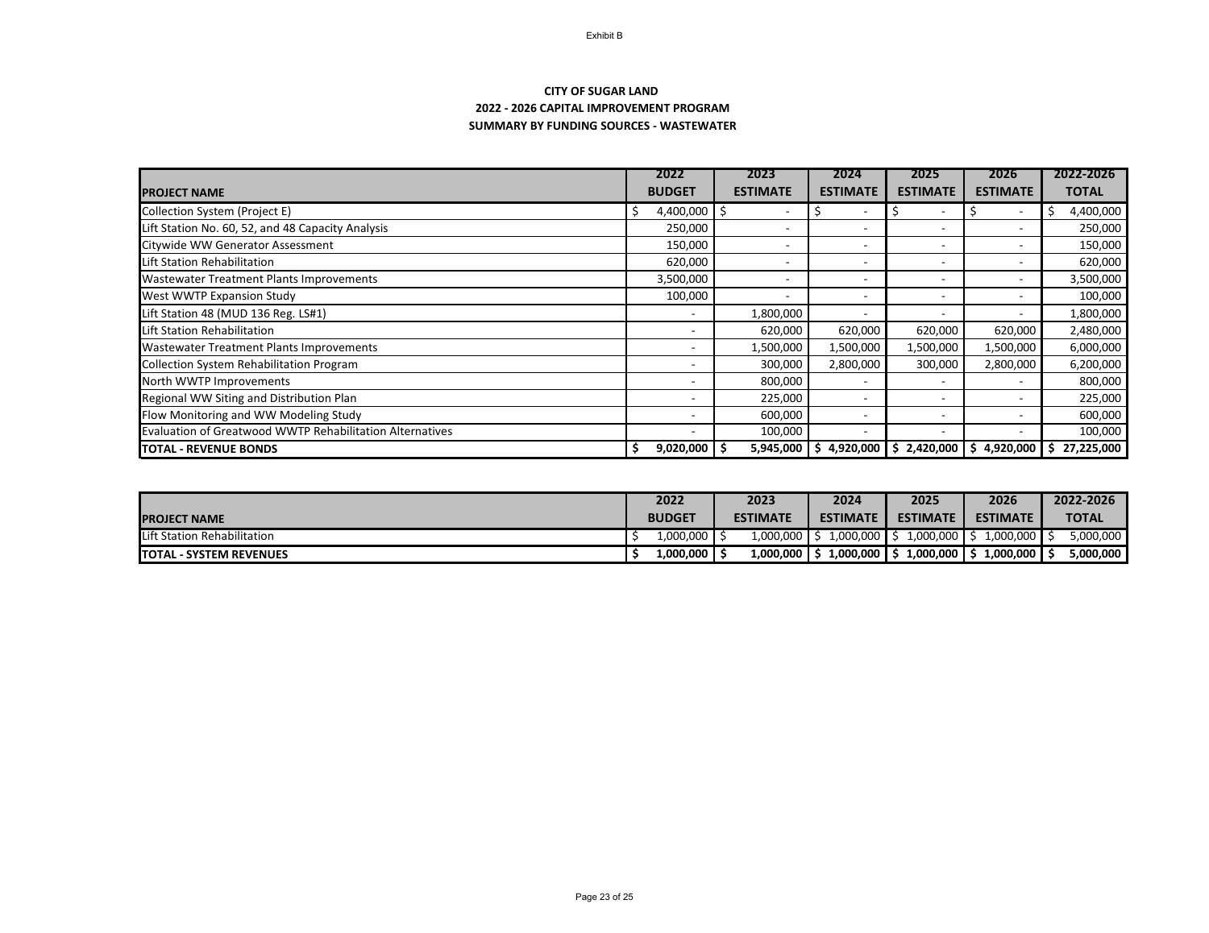Exhibit B

**CITY OF SUGAR LAND**
**2022 - 2026 CAPITAL IMPROVEMENT PROGRAM**
**SUMMARY BY FUNDING SOURCES - WASTEWATER**

| PROJECT NAME | 2022 BUDGET | 2023 ESTIMATE | 2024 ESTIMATE | 2025 ESTIMATE | 2026 ESTIMATE | 2022-2026 TOTAL |
|---|---|---|---|---|---|---|
| Collection System (Project E) | $ 4,400,000 | $ - | $ - | $ - | $ - | $ 4,400,000 |
| Lift Station No. 60, 52, and 48 Capacity Analysis | 250,000 | - | - | - | - | 250,000 |
| Citywide WW Generator Assessment | 150,000 | - | - | - | - | 150,000 |
| Lift Station Rehabilitation | 620,000 | - | - | - | - | 620,000 |
| Wastewater Treatment Plants Improvements | 3,500,000 | - | - | - | - | 3,500,000 |
| West WWTP Expansion Study | 100,000 | - | - | - | - | 100,000 |
| Lift Station 48 (MUD 136 Reg. LS#1) | - | 1,800,000 | - | - | - | 1,800,000 |
| Lift Station Rehabilitation | - | 620,000 | 620,000 | 620,000 | 620,000 | 2,480,000 |
| Wastewater Treatment Plants Improvements | - | 1,500,000 | 1,500,000 | 1,500,000 | 1,500,000 | 6,000,000 |
| Collection System Rehabilitation Program | - | 300,000 | 2,800,000 | 300,000 | 2,800,000 | 6,200,000 |
| North WWTP Improvements | - | 800,000 | - | - | - | 800,000 |
| Regional WW Siting and Distribution Plan | - | 225,000 | - | - | - | 225,000 |
| Flow Monitoring and WW Modeling Study | - | 600,000 | - | - | - | 600,000 |
| Evaluation of Greatwood WWTP Rehabilitation Alternatives | - | 100,000 | - | - | - | 100,000 |
| **TOTAL - REVENUE BONDS** | **$ 9,020,000** | **$ 5,945,000** | **$ 4,920,000** | **$ 2,420,000** | **$ 4,920,000** | **$ 27,225,000** |

| PROJECT NAME | 2022 BUDGET | 2023 ESTIMATE | 2024 ESTIMATE | 2025 ESTIMATE | 2026 ESTIMATE | 2022-2026 TOTAL |
|---|---|---|---|---|---|---|
| Lift Station Rehabilitation | $ 1,000,000 | $ 1,000,000 | $ 1,000,000 | $ 1,000,000 | $ 1,000,000 | $ 5,000,000 |
| **TOTAL - SYSTEM REVENUES** | **$ 1,000,000** | **$ 1,000,000** | **$ 1,000,000** | **$ 1,000,000** | **$ 1,000,000** | **$ 5,000,000** |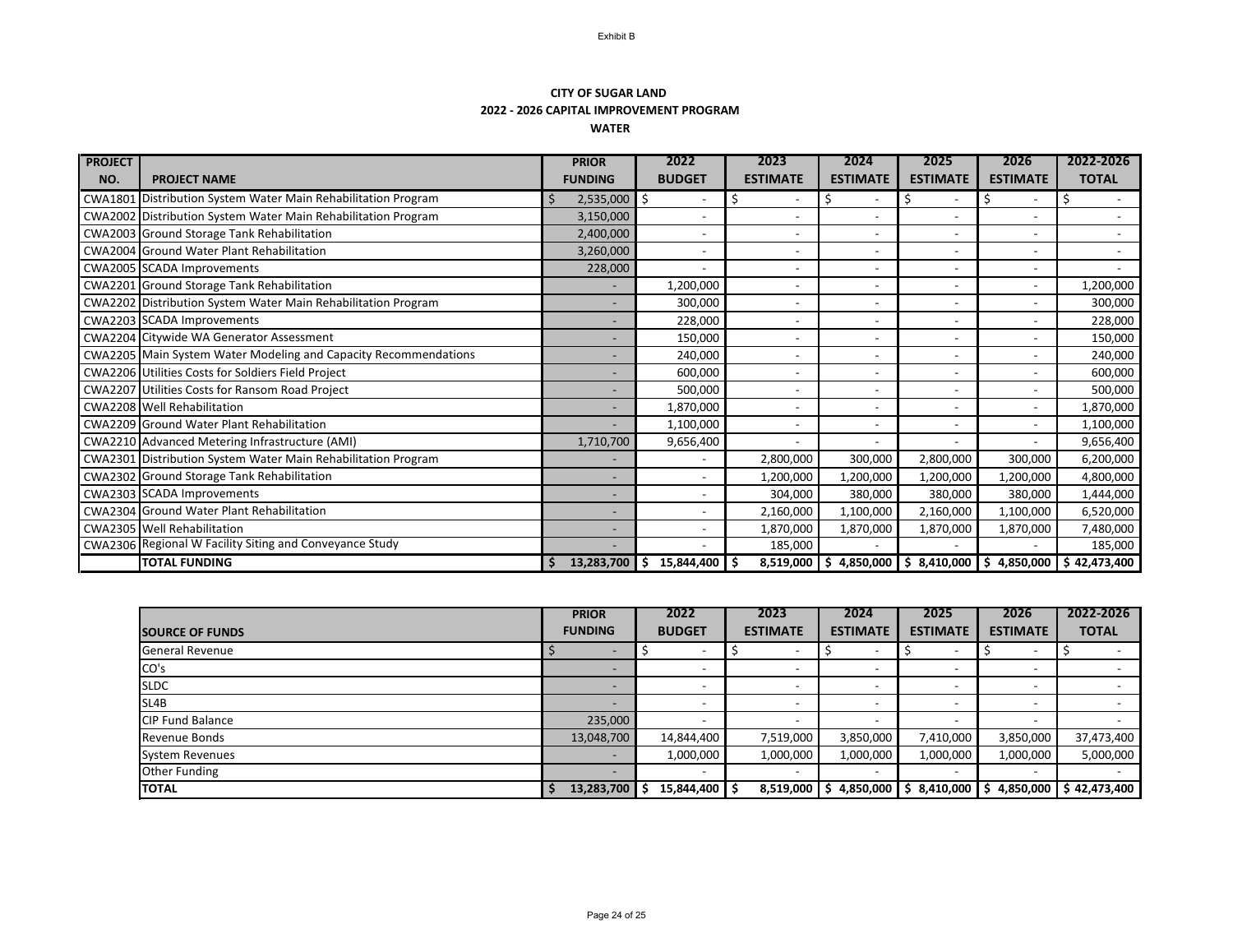Exhibit B

**CITY OF SUGAR LAND**
**2022 - 2026 CAPITAL IMPROVEMENT PROGRAM**
**WATER**

| PROJECT NO. | PROJECT NAME | PRIOR FUNDING | 2022 BUDGET | 2023 ESTIMATE | 2024 ESTIMATE | 2025 ESTIMATE | 2026 ESTIMATE | 2022-2026 TOTAL |
|---|---|---|---|---|---|---|---|---|
| CWA1801 | Distribution System Water Main Rehabilitation Program | $ 2,535,000 | $ - | $ - | $ - | $ - | $ - | $ - |
| CWA2002 | Distribution System Water Main Rehabilitation Program | 3,150,000 | - | - | - | - | - | - |
| CWA2003 | Ground Storage Tank Rehabilitation | 2,400,000 | - | - | - | - | - | - |
| CWA2004 | Ground Water Plant Rehabilitation | 3,260,000 | - | - | - | - | - | - |
| CWA2005 | SCADA Improvements | 228,000 | - | - | - | - | - | - |
| CWA2201 | Ground Storage Tank Rehabilitation | - | 1,200,000 | - | - | - | - | 1,200,000 |
| CWA2202 | Distribution System Water Main Rehabilitation Program | - | 300,000 | - | - | - | - | 300,000 |
| CWA2203 | SCADA Improvements | - | 228,000 | - | - | - | - | 228,000 |
| CWA2204 | Citywide WA Generator Assessment | - | 150,000 | - | - | - | - | 150,000 |
| CWA2205 | Main System Water Modeling and Capacity Recommendations | - | 240,000 | - | - | - | - | 240,000 |
| CWA2206 | Utilities Costs for Soldiers Field Project | - | 600,000 | - | - | - | - | 600,000 |
| CWA2207 | Utilities Costs for Ransom Road Project | - | 500,000 | - | - | - | - | 500,000 |
| CWA2208 | Well Rehabilitation | - | 1,870,000 | - | - | - | - | 1,870,000 |
| CWA2209 | Ground Water Plant Rehabilitation | - | 1,100,000 | - | - | - | - | 1,100,000 |
| CWA2210 | Advanced Metering Infrastructure (AMI) | 1,710,700 | 9,656,400 | - | - | - | - | 9,656,400 |
| CWA2301 | Distribution System Water Main Rehabilitation Program | - | - | 2,800,000 | 300,000 | 2,800,000 | 300,000 | 6,200,000 |
| CWA2302 | Ground Storage Tank Rehabilitation | - | - | 1,200,000 | 1,200,000 | 1,200,000 | 1,200,000 | 4,800,000 |
| CWA2303 | SCADA Improvements | - | - | 304,000 | 380,000 | 380,000 | 380,000 | 1,444,000 |
| CWA2304 | Ground Water Plant Rehabilitation | - | - | 2,160,000 | 1,100,000 | 2,160,000 | 1,100,000 | 6,520,000 |
| CWA2305 | Well Rehabilitation | - | - | 1,870,000 | 1,870,000 | 1,870,000 | 1,870,000 | 7,480,000 |
| CWA2306 | Regional W Facility Siting and Conveyance Study | - | - | 185,000 | - | - | - | 185,000 |
| | **TOTAL FUNDING** | **$ 13,283,700** | **$ 15,844,400** | **$ 8,519,000** | **$ 4,850,000** | **$ 8,410,000** | **$ 4,850,000** | **$ 42,473,400** |

| SOURCE OF FUNDS | PRIOR FUNDING | 2022 BUDGET | 2023 ESTIMATE | 2024 ESTIMATE | 2025 ESTIMATE | 2026 ESTIMATE | 2022-2026 TOTAL |
|---|---|---|---|---|---|---|---|
| General Revenue | $ - | $ - | $ - | $ - | $ - | $ - | $ - |
| CO's | - | - | - | - | - | - | - |
| SLDC | - | - | - | - | - | - | - |
| SL4B | - | - | - | - | - | - | - |
| CIP Fund Balance | 235,000 | - | - | - | - | - | - |
| Revenue Bonds | 13,048,700 | 14,844,400 | 7,519,000 | 3,850,000 | 7,410,000 | 3,850,000 | 37,473,400 |
| System Revenues | - | 1,000,000 | 1,000,000 | 1,000,000 | 1,000,000 | 1,000,000 | 5,000,000 |
| Other Funding | - | - | - | - | - | - | - |
| **TOTAL** | **$ 13,283,700** | **$ 15,844,400** | **$ 8,519,000** | **$ 4,850,000** | **$ 8,410,000** | **$ 4,850,000** | **$ 42,473,400** |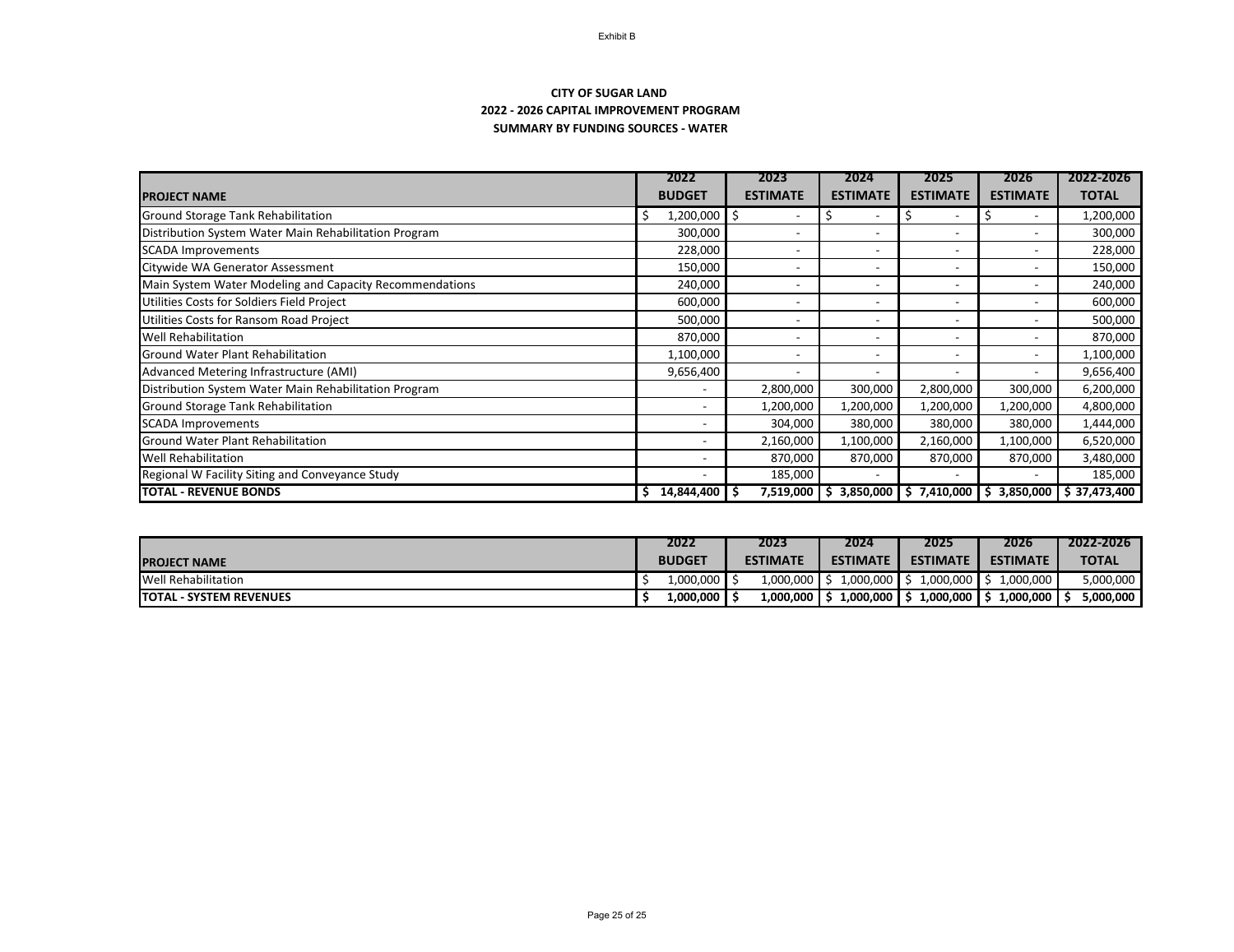Exhibit B

**CITY OF SUGAR LAND**
**2022 - 2026 CAPITAL IMPROVEMENT PROGRAM**
**SUMMARY BY FUNDING SOURCES - WATER**

| PROJECT NAME | 2022 BUDGET | 2023 ESTIMATE | 2024 ESTIMATE | 2025 ESTIMATE | 2026 ESTIMATE | 2022-2026 TOTAL |
|---|---|---|---|---|---|---|
| Ground Storage Tank Rehabilitation | $ 1,200,000 | $ - | $ - | $ - | $ - | 1,200,000 |
| Distribution System Water Main Rehabilitation Program | 300,000 | - | - | - | - | 300,000 |
| SCADA Improvements | 228,000 | - | - | - | - | 228,000 |
| Citywide WA Generator Assessment | 150,000 | - | - | - | - | 150,000 |
| Main System Water Modeling and Capacity Recommendations | 240,000 | - | - | - | - | 240,000 |
| Utilities Costs for Soldiers Field Project | 600,000 | - | - | - | - | 600,000 |
| Utilities Costs for Ransom Road Project | 500,000 | - | - | - | - | 500,000 |
| Well Rehabilitation | 870,000 | - | - | - | - | 870,000 |
| Ground Water Plant Rehabilitation | 1,100,000 | - | - | - | - | 1,100,000 |
| Advanced Metering Infrastructure (AMI) | 9,656,400 | - | - | - | - | 9,656,400 |
| Distribution System Water Main Rehabilitation Program | - | 2,800,000 | 300,000 | 2,800,000 | 300,000 | 6,200,000 |
| Ground Storage Tank Rehabilitation | - | 1,200,000 | 1,200,000 | 1,200,000 | 1,200,000 | 4,800,000 |
| SCADA Improvements | - | 304,000 | 380,000 | 380,000 | 380,000 | 1,444,000 |
| Ground Water Plant Rehabilitation | - | 2,160,000 | 1,100,000 | 2,160,000 | 1,100,000 | 6,520,000 |
| Well Rehabilitation | - | 870,000 | 870,000 | 870,000 | 870,000 | 3,480,000 |
| Regional W Facility Siting and Conveyance Study | - | 185,000 | - | - | - | 185,000 |
| **TOTAL - REVENUE BONDS** | **$ 14,844,400** | **$ 7,519,000** | **$ 3,850,000** | **$ 7,410,000** | **$ 3,850,000** | **$ 37,473,400** |

| PROJECT NAME | 2022 BUDGET | 2023 ESTIMATE | 2024 ESTIMATE | 2025 ESTIMATE | 2026 ESTIMATE | 2022-2026 TOTAL |
|---|---|---|---|---|---|---|
| Well Rehabilitation | $ 1,000,000 | $ 1,000,000 | $ 1,000,000 | $ 1,000,000 | $ 1,000,000 | 5,000,000 |
| **TOTAL - SYSTEM REVENUES** | **$ 1,000,000** | **$ 1,000,000** | **$ 1,000,000** | **$ 1,000,000** | **$ 1,000,000** | **$ 5,000,000** |